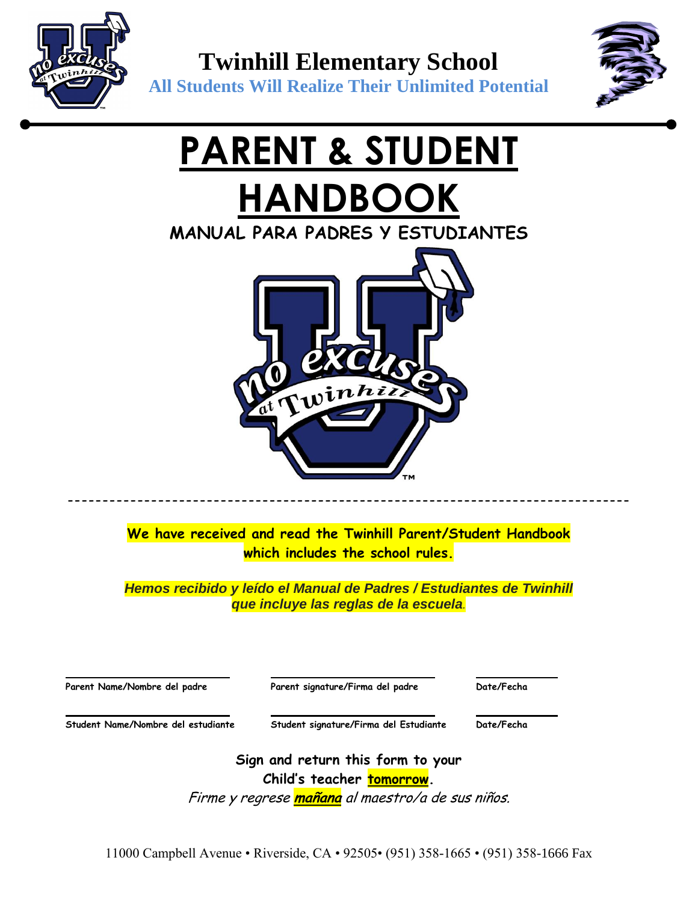# Twinhill Elementary School

**All Students Will Realize Their Unlimited Potential**

# PARENT & STUDENT HANDBOOK

## MANUAL PARA PADRES Y ESTUDIANTES

---

**We have received and read the Twinhill Parent/Student Handbook which includes the school rules.**

***Hemos recibido y leído el Manual de Padres / Estudiantes de Twinhill que incluye las reglas de la escuela.***

| Parent Name/Nombre del padre | Parent signature/Firma del padre | Date/Fecha |
|---|---|---|
| Student Name/Nombre del estudiante | Student signature/Firma del Estudiante | Date/Fecha |

**Sign and return this form to your Child's teacher tomorrow.**

*Firme y regrese **mañana** al maestro/a de sus niños.*

11000 Campbell Avenue • Riverside, CA • 92505• (951) 358-1665 • (951) 358-1666 Fax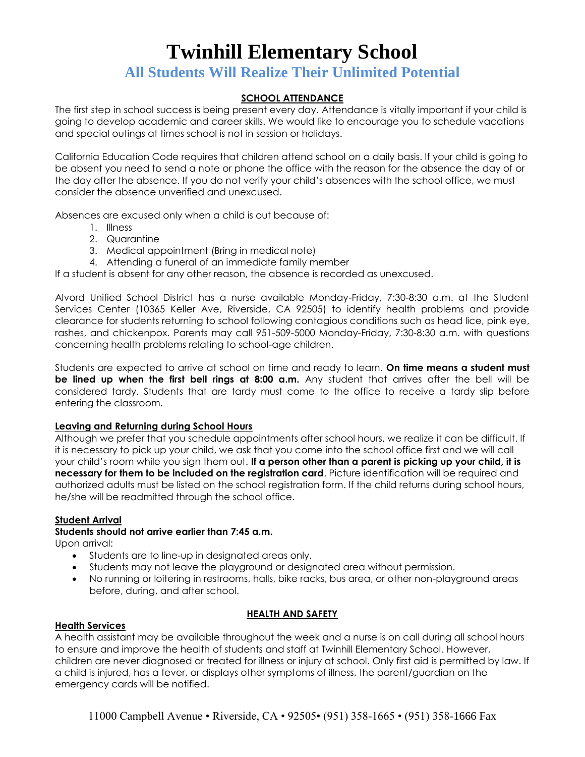# Twinhill Elementary School

## All Students Will Realize Their Unlimited Potential

### SCHOOL ATTENDANCE

The first step in school success is being present every day. Attendance is vitally important if your child is going to develop academic and career skills. We would like to encourage you to schedule vacations and special outings at times school is not in session or holidays.

California Education Code requires that children attend school on a daily basis. If your child is going to be absent you need to send a note or phone the office with the reason for the absence the day of or the day after the absence. If you do not verify your child's absences with the school office, we must consider the absence unverified and unexcused.

Absences are excused only when a child is out because of:

1. Illness
2. Quarantine
3. Medical appointment (Bring in medical note)
4. Attending a funeral of an immediate family member

If a student is absent for any other reason, the absence is recorded as unexcused.

Alvord Unified School District has a nurse available Monday-Friday, 7:30-8:30 a.m. at the Student Services Center (10365 Keller Ave, Riverside, CA 92505) to identify health problems and provide clearance for students returning to school following contagious conditions such as head lice, pink eye, rashes, and chickenpox. Parents may call 951-509-5000 Monday-Friday, 7:30-8:30 a.m. with questions concerning health problems relating to school-age children.

Students are expected to arrive at school on time and ready to learn. **On time means a student must be lined up when the first bell rings at 8:00 a.m.** Any student that arrives after the bell will be considered tardy. Students that are tardy must come to the office to receive a tardy slip before entering the classroom.

#### Leaving and Returning during School Hours

Although we prefer that you schedule appointments after school hours, we realize it can be difficult. If it is necessary to pick up your child, we ask that you come into the school office first and we will call your child's room while you sign them out. **If a person other than a parent is picking up your child, it is necessary for them to be included on the registration card**. Picture identification will be required and authorized adults must be listed on the school registration form. If the child returns during school hours, he/she will be readmitted through the school office.

#### Student Arrival

**Students should not arrive earlier than 7:45 a.m.**

Upon arrival:

- Students are to line-up in designated areas only.
- Students may not leave the playground or designated area without permission.
- No running or loitering in restrooms, halls, bike racks, bus area, or other non-playground areas before, during, and after school.

### HEALTH AND SAFETY

#### Health Services

A health assistant may be available throughout the week and a nurse is on call during all school hours to ensure and improve the health of students and staff at Twinhill Elementary School. However, children are never diagnosed or treated for illness or injury at school. Only first aid is permitted by law. If a child is injured, has a fever, or displays other symptoms of illness, the parent/guardian on the emergency cards will be notified.

11000 Campbell Avenue • Riverside, CA • 92505• (951) 358-1665 • (951) 358-1666 Fax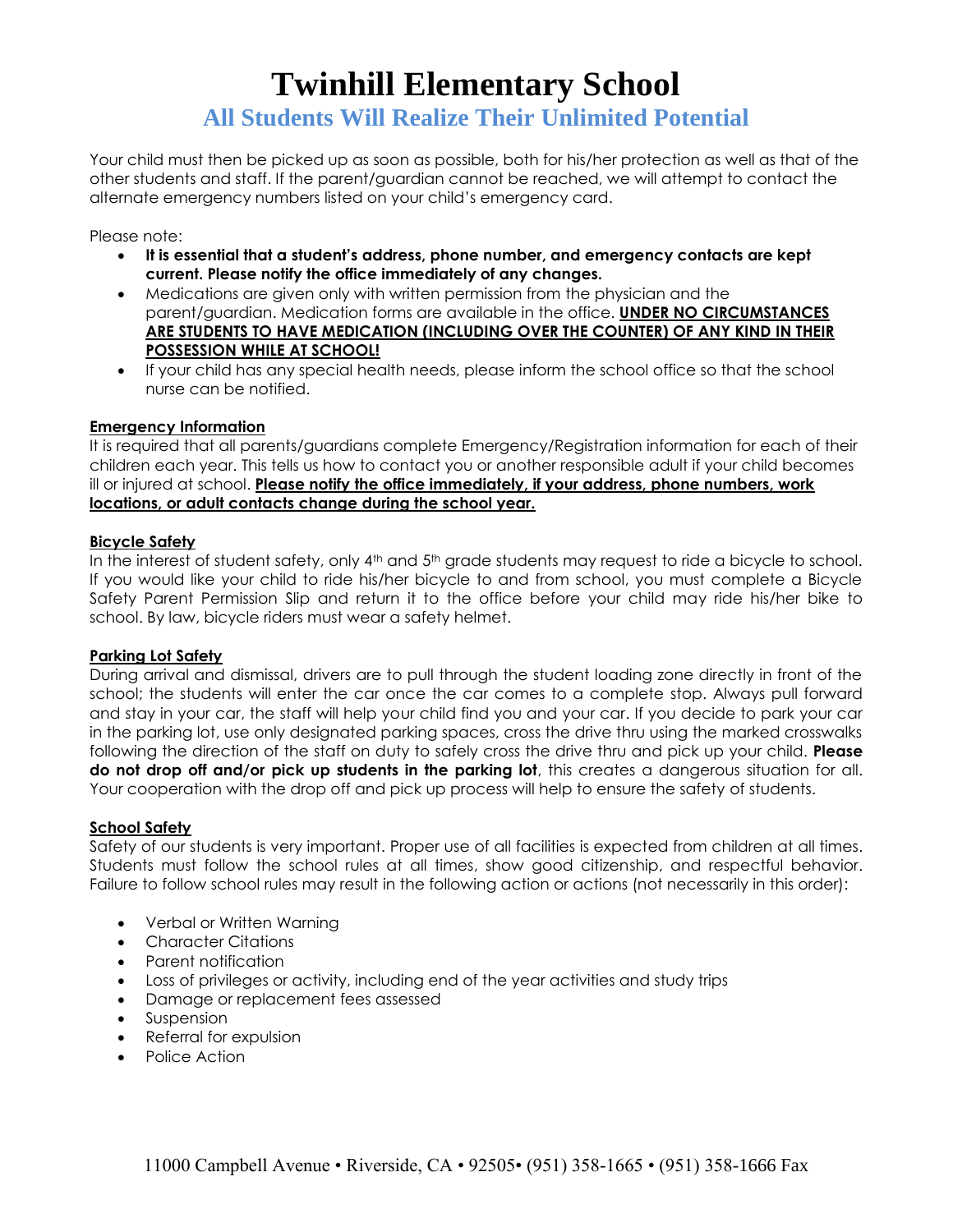# Twinhill Elementary School

## All Students Will Realize Their Unlimited Potential

Your child must then be picked up as soon as possible, both for his/her protection as well as that of the other students and staff. If the parent/guardian cannot be reached, we will attempt to contact the alternate emergency numbers listed on your child's emergency card.

Please note:

- **It is essential that a student's address, phone number, and emergency contacts are kept current. Please notify the office immediately of any changes.**
- Medications are given only with written permission from the physician and the parent/guardian. Medication forms are available in the office. **UNDER NO CIRCUMSTANCES ARE STUDENTS TO HAVE MEDICATION (INCLUDING OVER THE COUNTER) OF ANY KIND IN THEIR POSSESSION WHILE AT SCHOOL!**
- If your child has any special health needs, please inform the school office so that the school nurse can be notified.

**Emergency Information**

It is required that all parents/guardians complete Emergency/Registration information for each of their children each year. This tells us how to contact you or another responsible adult if your child becomes ill or injured at school. **Please notify the office immediately, if your address, phone numbers, work locations, or adult contacts change during the school year.**

**Bicycle Safety**

In the interest of student safety, only 4th and 5th grade students may request to ride a bicycle to school. If you would like your child to ride his/her bicycle to and from school, you must complete a Bicycle Safety Parent Permission Slip and return it to the office before your child may ride his/her bike to school. By law, bicycle riders must wear a safety helmet.

**Parking Lot Safety**

During arrival and dismissal, drivers are to pull through the student loading zone directly in front of the school; the students will enter the car once the car comes to a complete stop. Always pull forward and stay in your car, the staff will help your child find you and your car. If you decide to park your car in the parking lot, use only designated parking spaces, cross the drive thru using the marked crosswalks following the direction of the staff on duty to safely cross the drive thru and pick up your child. **Please do not drop off and/or pick up students in the parking lot**, this creates a dangerous situation for all. Your cooperation with the drop off and pick up process will help to ensure the safety of students.

**School Safety**

Safety of our students is very important. Proper use of all facilities is expected from children at all times. Students must follow the school rules at all times, show good citizenship, and respectful behavior. Failure to follow school rules may result in the following action or actions (not necessarily in this order):

- Verbal or Written Warning
- Character Citations
- Parent notification
- Loss of privileges or activity, including end of the year activities and study trips
- Damage or replacement fees assessed
- Suspension
- Referral for expulsion
- Police Action

11000 Campbell Avenue • Riverside, CA • 92505• (951) 358-1665 • (951) 358-1666 Fax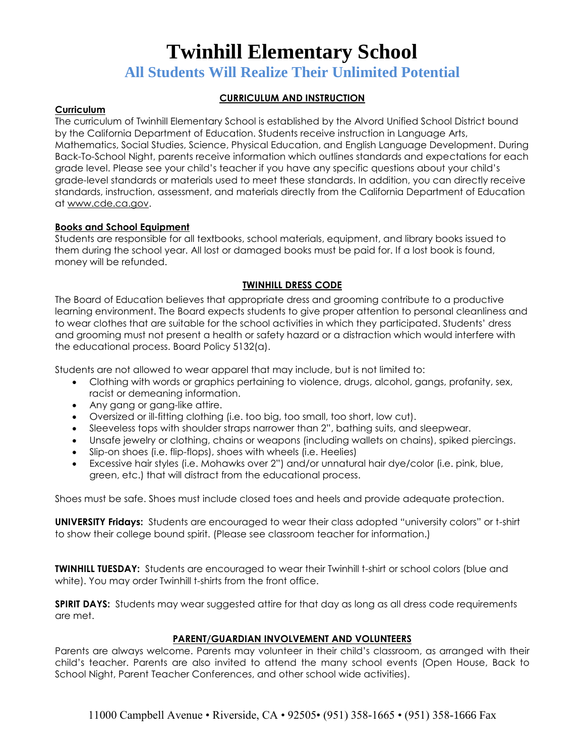# Twinhill Elementary School

## All Students Will Realize Their Unlimited Potential

### CURRICULUM AND INSTRUCTION

**Curriculum**

The curriculum of Twinhill Elementary School is established by the Alvord Unified School District bound by the California Department of Education. Students receive instruction in Language Arts, Mathematics, Social Studies, Science, Physical Education, and English Language Development. During Back-To-School Night, parents receive information which outlines standards and expectations for each grade level. Please see your child's teacher if you have any specific questions about your child's grade-level standards or materials used to meet these standards. In addition, you can directly receive standards, instruction, assessment, and materials directly from the California Department of Education at www.cde.ca.gov.

**Books and School Equipment**

Students are responsible for all textbooks, school materials, equipment, and library books issued to them during the school year. All lost or damaged books must be paid for. If a lost book is found, money will be refunded.

### TWINHILL DRESS CODE

The Board of Education believes that appropriate dress and grooming contribute to a productive learning environment. The Board expects students to give proper attention to personal cleanliness and to wear clothes that are suitable for the school activities in which they participated. Students' dress and grooming must not present a health or safety hazard or a distraction which would interfere with the educational process. Board Policy 5132(a).

Students are not allowed to wear apparel that may include, but is not limited to:

- Clothing with words or graphics pertaining to violence, drugs, alcohol, gangs, profanity, sex, racist or demeaning information.
- Any gang or gang-like attire.
- Oversized or ill-fitting clothing (i.e. too big, too small, too short, low cut).
- Sleeveless tops with shoulder straps narrower than 2", bathing suits, and sleepwear.
- Unsafe jewelry or clothing, chains or weapons (including wallets on chains), spiked piercings.
- Slip-on shoes (i.e. flip-flops), shoes with wheels (i.e. Heelies)
- Excessive hair styles (i.e. Mohawks over 2") and/or unnatural hair dye/color (i.e. pink, blue, green, etc.) that will distract from the educational process.

Shoes must be safe. Shoes must include closed toes and heels and provide adequate protection.

**UNIVERSITY Fridays:** Students are encouraged to wear their class adopted "university colors" or t-shirt to show their college bound spirit. (Please see classroom teacher for information.)

**TWINHILL TUESDAY:** Students are encouraged to wear their Twinhill t-shirt or school colors (blue and white). You may order Twinhill t-shirts from the front office.

**SPIRIT DAYS:** Students may wear suggested attire for that day as long as all dress code requirements are met.

### PARENT/GUARDIAN INVOLVEMENT AND VOLUNTEERS

Parents are always welcome. Parents may volunteer in their child's classroom, as arranged with their child's teacher. Parents are also invited to attend the many school events (Open House, Back to School Night, Parent Teacher Conferences, and other school wide activities).

11000 Campbell Avenue • Riverside, CA • 92505• (951) 358-1665 • (951) 358-1666 Fax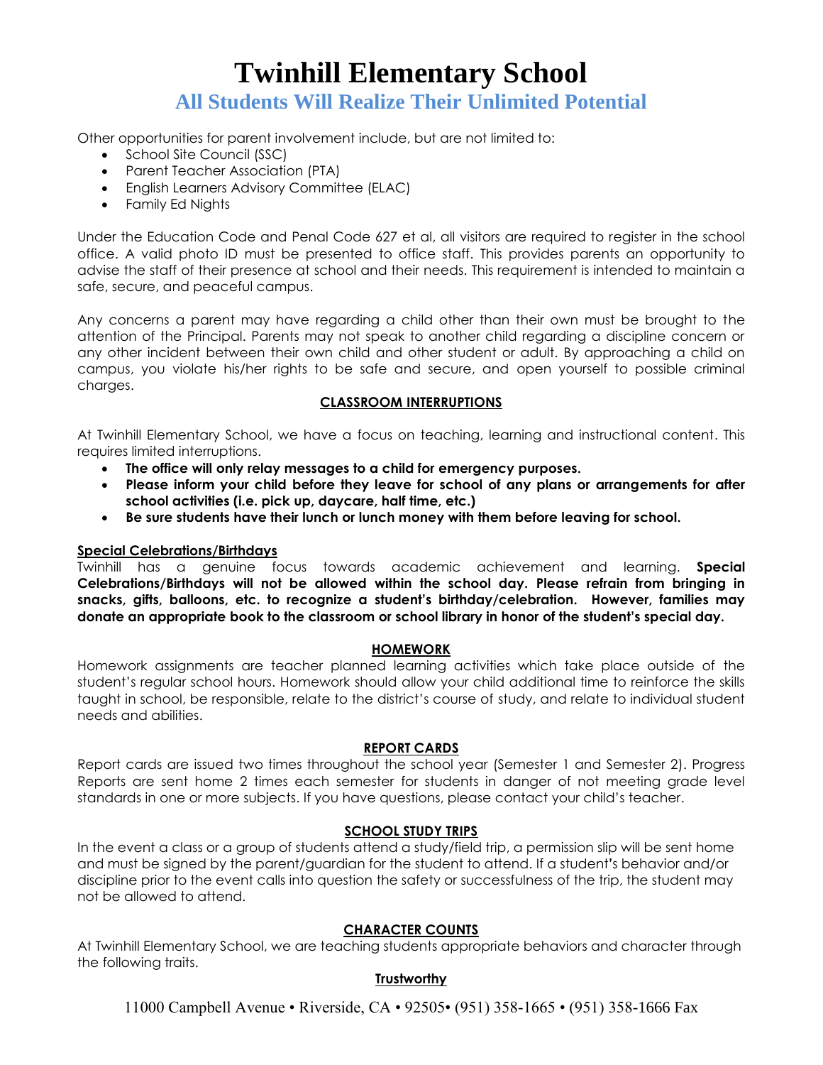Other opportunities for parent involvement include, but are not limited to:

- School Site Council (SSC)
- Parent Teacher Association (PTA)
- English Learners Advisory Committee (ELAC)
- Family Ed Nights

Under the Education Code and Penal Code 627 et al, all visitors are required to register in the school office. A valid photo ID must be presented to office staff. This provides parents an opportunity to advise the staff of their presence at school and their needs. This requirement is intended to maintain a safe, secure, and peaceful campus.

Any concerns a parent may have regarding a child other than their own must be brought to the attention of the Principal. Parents may not speak to another child regarding a discipline concern or any other incident between their own child and other student or adult. By approaching a child on campus, you violate his/her rights to be safe and secure, and open yourself to possible criminal charges.

## CLASSROOM INTERRUPTIONS

At Twinhill Elementary School, we have a focus on teaching, learning and instructional content. This requires limited interruptions.

- **The office will only relay messages to a child for emergency purposes.**
- **Please inform your child before they leave for school of any plans or arrangements for after school activities (i.e. pick up, daycare, half time, etc.)**
- **Be sure students have their lunch or lunch money with them before leaving for school.**

### Special Celebrations/Birthdays

Twinhill has a genuine focus towards academic achievement and learning. **Special Celebrations/Birthdays will not be allowed within the school day. Please refrain from bringing in snacks, gifts, balloons, etc. to recognize a student's birthday/celebration. However, families may donate an appropriate book to the classroom or school library in honor of the student's special day.**

## HOMEWORK

Homework assignments are teacher planned learning activities which take place outside of the student's regular school hours. Homework should allow your child additional time to reinforce the skills taught in school, be responsible, relate to the district's course of study, and relate to individual student needs and abilities.

## REPORT CARDS

Report cards are issued two times throughout the school year (Semester 1 and Semester 2). Progress Reports are sent home 2 times each semester for students in danger of not meeting grade level standards in one or more subjects. If you have questions, please contact your child's teacher.

## SCHOOL STUDY TRIPS

In the event a class or a group of students attend a study/field trip, a permission slip will be sent home and must be signed by the parent/guardian for the student to attend. If a student's behavior and/or discipline prior to the event calls into question the safety or successfulness of the trip, the student may not be allowed to attend.

## CHARACTER COUNTS

At Twinhill Elementary School, we are teaching students appropriate behaviors and character through the following traits.

### Trustworthy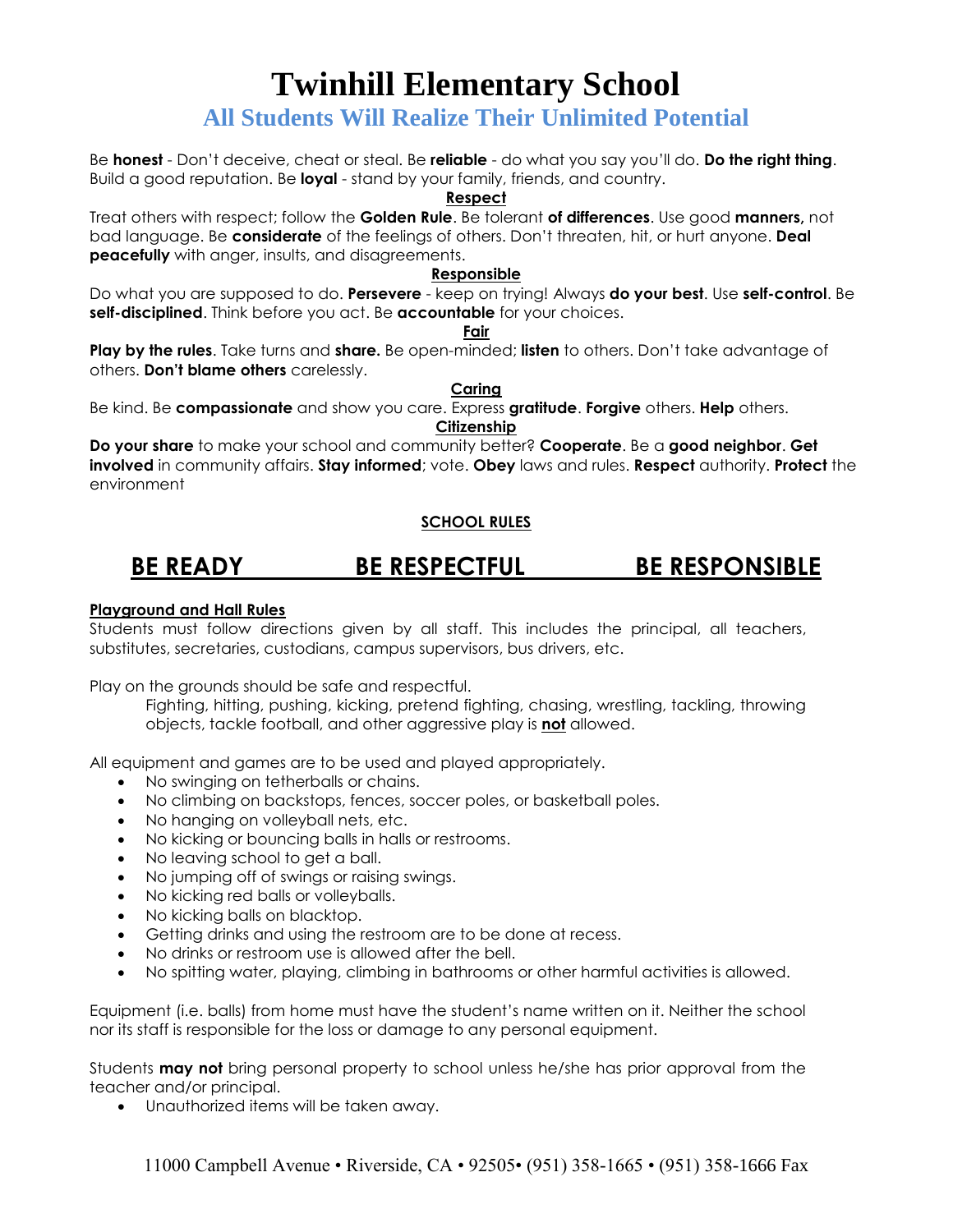# Twinhill Elementary School

## All Students Will Realize Their Unlimited Potential

Be **honest** - Don't deceive, cheat or steal. Be **reliable** - do what you say you'll do. **Do the right thing**. Build a good reputation. Be **loyal** - stand by your family, friends, and country.

**Respect**

Treat others with respect; follow the **Golden Rule**. Be tolerant **of differences**. Use good **manners,** not bad language. Be **considerate** of the feelings of others. Don't threaten, hit, or hurt anyone. **Deal peacefully** with anger, insults, and disagreements.

**Responsible**

Do what you are supposed to do. **Persevere** - keep on trying! Always **do your best**. Use **self-control**. Be **self-disciplined**. Think before you act. Be **accountable** for your choices.

**Fair**

**Play by the rules**. Take turns and **share.** Be open-minded; **listen** to others. Don't take advantage of others. **Don't blame others** carelessly.

**Caring**

Be kind. Be **compassionate** and show you care. Express **gratitude**. **Forgive** others. **Help** others.

**Citizenship**

**Do your share** to make your school and community better? **Cooperate**. Be a **good neighbor**. **Get involved** in community affairs. **Stay informed**; vote. **Obey** laws and rules. **Respect** authority. **Protect** the environment

**SCHOOL RULES**

## BE READY BE RESPECTFUL BE RESPONSIBLE

**Playground and Hall Rules**

Students must follow directions given by all staff. This includes the principal, all teachers, substitutes, secretaries, custodians, campus supervisors, bus drivers, etc.

Play on the grounds should be safe and respectful.

Fighting, hitting, pushing, kicking, pretend fighting, chasing, wrestling, tackling, throwing objects, tackle football, and other aggressive play is **not** allowed.

All equipment and games are to be used and played appropriately.

- No swinging on tetherballs or chains.
- No climbing on backstops, fences, soccer poles, or basketball poles.
- No hanging on volleyball nets, etc.
- No kicking or bouncing balls in halls or restrooms.
- No leaving school to get a ball.
- No jumping off of swings or raising swings.
- No kicking red balls or volleyballs.
- No kicking balls on blacktop.
- Getting drinks and using the restroom are to be done at recess.
- No drinks or restroom use is allowed after the bell.
- No spitting water, playing, climbing in bathrooms or other harmful activities is allowed.

Equipment (i.e. balls) from home must have the student's name written on it. Neither the school nor its staff is responsible for the loss or damage to any personal equipment.

Students **may not** bring personal property to school unless he/she has prior approval from the teacher and/or principal.

- Unauthorized items will be taken away.

11000 Campbell Avenue • Riverside, CA • 92505• (951) 358-1665 • (951) 358-1666 Fax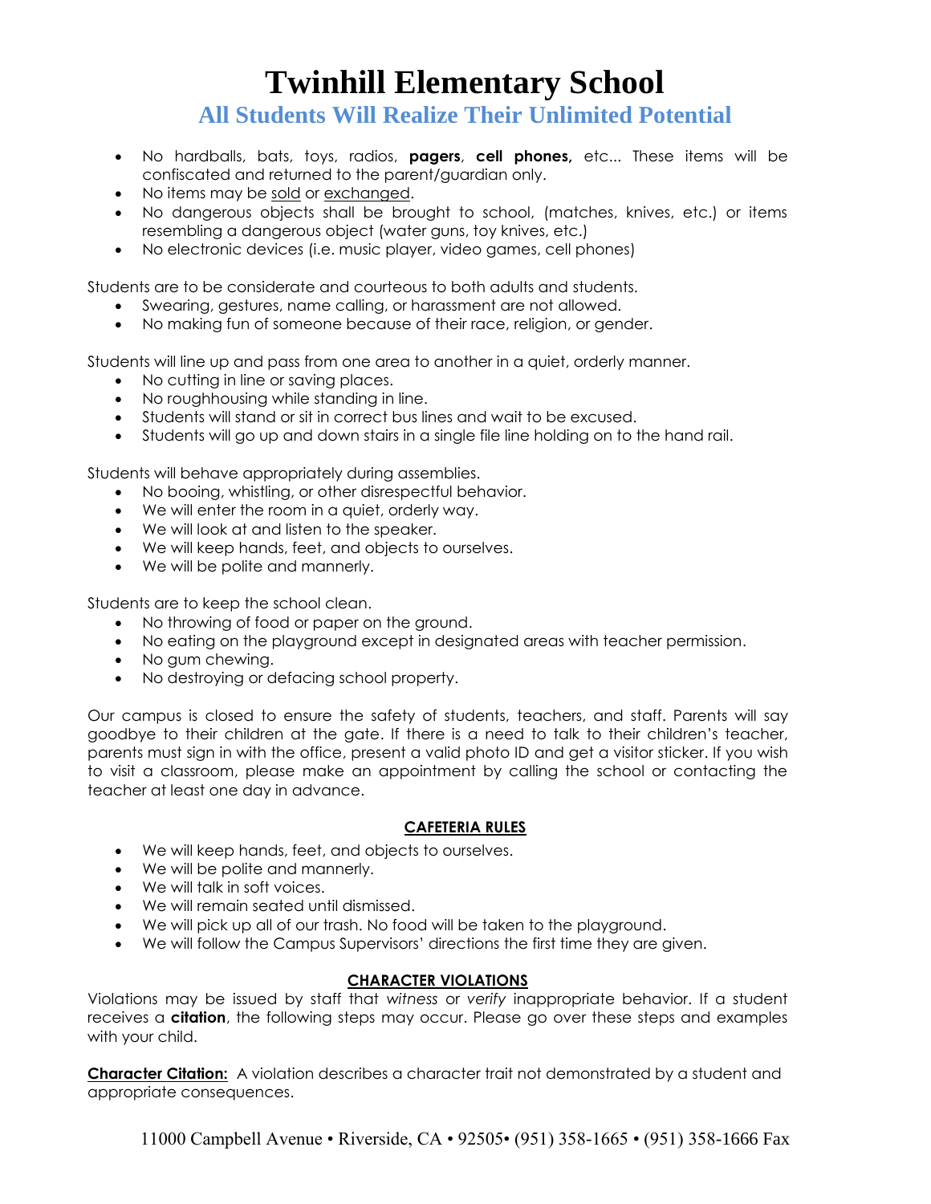# Twinhill Elementary School

## All Students Will Realize Their Unlimited Potential

- No hardballs, bats, toys, radios, **pagers**, **cell phones,** etc... These items will be confiscated and returned to the parent/guardian only.
- No items may be <u>sold</u> or <u>exchanged</u>.
- No dangerous objects shall be brought to school, (matches, knives, etc.) or items resembling a dangerous object (water guns, toy knives, etc.)
- No electronic devices (i.e. music player, video games, cell phones)

Students are to be considerate and courteous to both adults and students.

- Swearing, gestures, name calling, or harassment are not allowed.
- No making fun of someone because of their race, religion, or gender.

Students will line up and pass from one area to another in a quiet, orderly manner.

- No cutting in line or saving places.
- No roughhousing while standing in line.
- Students will stand or sit in correct bus lines and wait to be excused.
- Students will go up and down stairs in a single file line holding on to the hand rail.

Students will behave appropriately during assemblies.

- No booing, whistling, or other disrespectful behavior.
- We will enter the room in a quiet, orderly way.
- We will look at and listen to the speaker.
- We will keep hands, feet, and objects to ourselves.
- We will be polite and mannerly.

Students are to keep the school clean.

- No throwing of food or paper on the ground.
- No eating on the playground except in designated areas with teacher permission.
- No gum chewing.
- No destroying or defacing school property.

Our campus is closed to ensure the safety of students, teachers, and staff. Parents will say goodbye to their children at the gate. If there is a need to talk to their children's teacher, parents must sign in with the office, present a valid photo ID and get a visitor sticker. If you wish to visit a classroom, please make an appointment by calling the school or contacting the teacher at least one day in advance.

### <u>CAFETERIA RULES</u>

- We will keep hands, feet, and objects to ourselves.
- We will be polite and mannerly.
- We will talk in soft voices.
- We will remain seated until dismissed.
- We will pick up all of our trash. No food will be taken to the playground.
- We will follow the Campus Supervisors' directions the first time they are given.

### <u>CHARACTER VIOLATIONS</u>

Violations may be issued by staff that *witness* or *verify* inappropriate behavior. If a student receives a **citation**, the following steps may occur. Please go over these steps and examples with your child.

**<u>Character Citation:</u>** A violation describes a character trait not demonstrated by a student and appropriate consequences.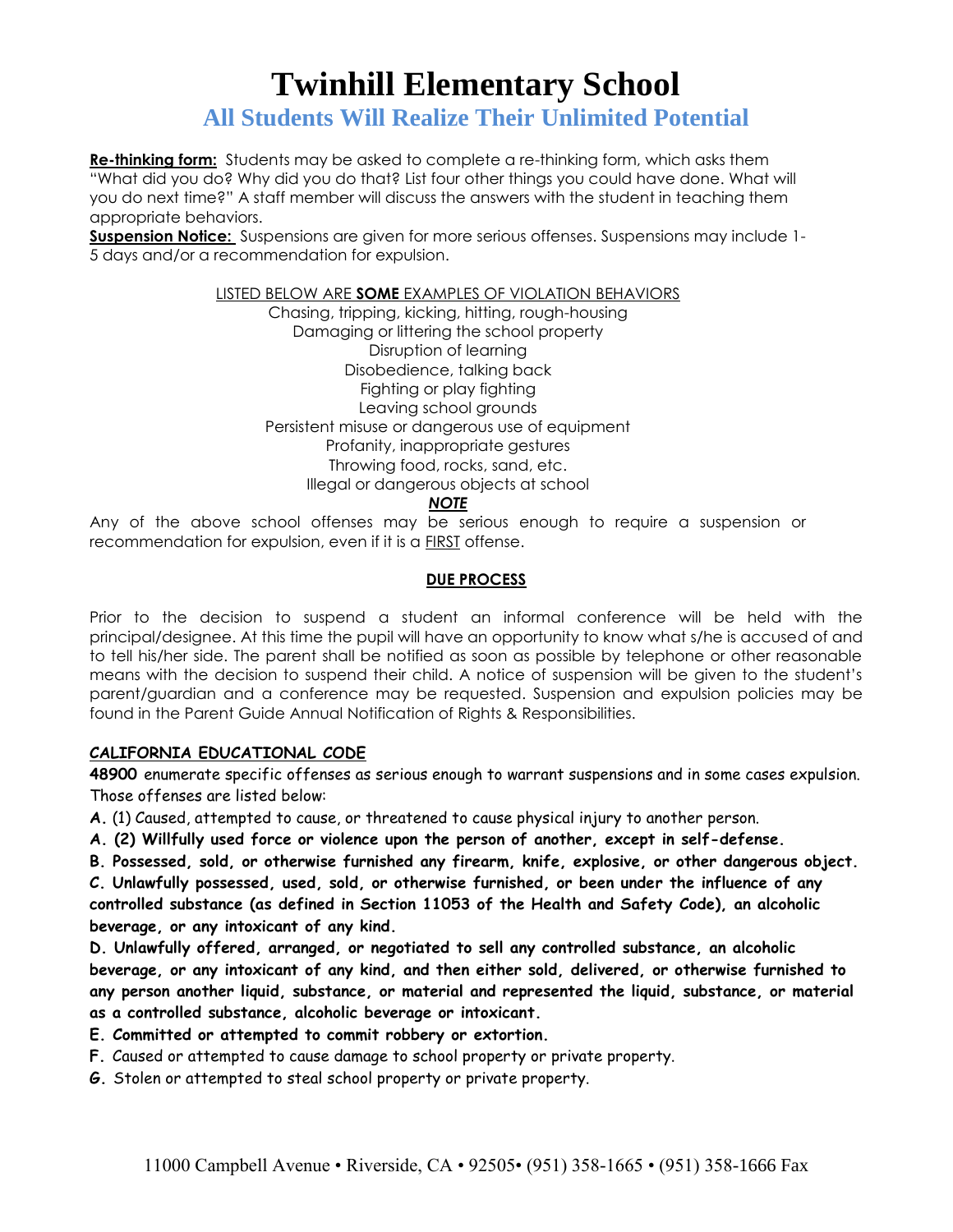# Twinhill Elementary School

## All Students Will Realize Their Unlimited Potential

**Re-thinking form:** Students may be asked to complete a re-thinking form, which asks them "What did you do? Why did you do that? List four other things you could have done. What will you do next time?" A staff member will discuss the answers with the student in teaching them appropriate behaviors.

**Suspension Notice:** Suspensions are given for more serious offenses. Suspensions may include 1-5 days and/or a recommendation for expulsion.

LISTED BELOW ARE **SOME** EXAMPLES OF VIOLATION BEHAVIORS

Chasing, tripping, kicking, hitting, rough-housing
Damaging or littering the school property
Disruption of learning
Disobedience, talking back
Fighting or play fighting
Leaving school grounds
Persistent misuse or dangerous use of equipment
Profanity, inappropriate gestures
Throwing food, rocks, sand, etc.
Illegal or dangerous objects at school

***NOTE***

Any of the above school offenses may be serious enough to require a suspension or recommendation for expulsion, even if it is a FIRST offense.

**DUE PROCESS**

Prior to the decision to suspend a student an informal conference will be held with the principal/designee. At this time the pupil will have an opportunity to know what s/he is accused of and to tell his/her side. The parent shall be notified as soon as possible by telephone or other reasonable means with the decision to suspend their child. A notice of suspension will be given to the student's parent/guardian and a conference may be requested. Suspension and expulsion policies may be found in the Parent Guide Annual Notification of Rights & Responsibilities.

**CALIFORNIA EDUCATIONAL CODE**

**48900** enumerate specific offenses as serious enough to warrant suspensions and in some cases expulsion. Those offenses are listed below:

**A.** (1) Caused, attempted to cause, or threatened to cause physical injury to another person.

**A. (2) Willfully used force or violence upon the person of another, except in self-defense.**

**B. Possessed, sold, or otherwise furnished any firearm, knife, explosive, or other dangerous object.**

**C. Unlawfully possessed, used, sold, or otherwise furnished, or been under the influence of any controlled substance (as defined in Section 11053 of the Health and Safety Code), an alcoholic beverage, or any intoxicant of any kind.**

**D. Unlawfully offered, arranged, or negotiated to sell any controlled substance, an alcoholic beverage, or any intoxicant of any kind, and then either sold, delivered, or otherwise furnished to any person another liquid, substance, or material and represented the liquid, substance, or material as a controlled substance, alcoholic beverage or intoxicant.**

**E. Committed or attempted to commit robbery or extortion.**

**F.** Caused or attempted to cause damage to school property or private property.

**G.** Stolen or attempted to steal school property or private property.

11000 Campbell Avenue • Riverside, CA • 92505• (951) 358-1665 • (951) 358-1666 Fax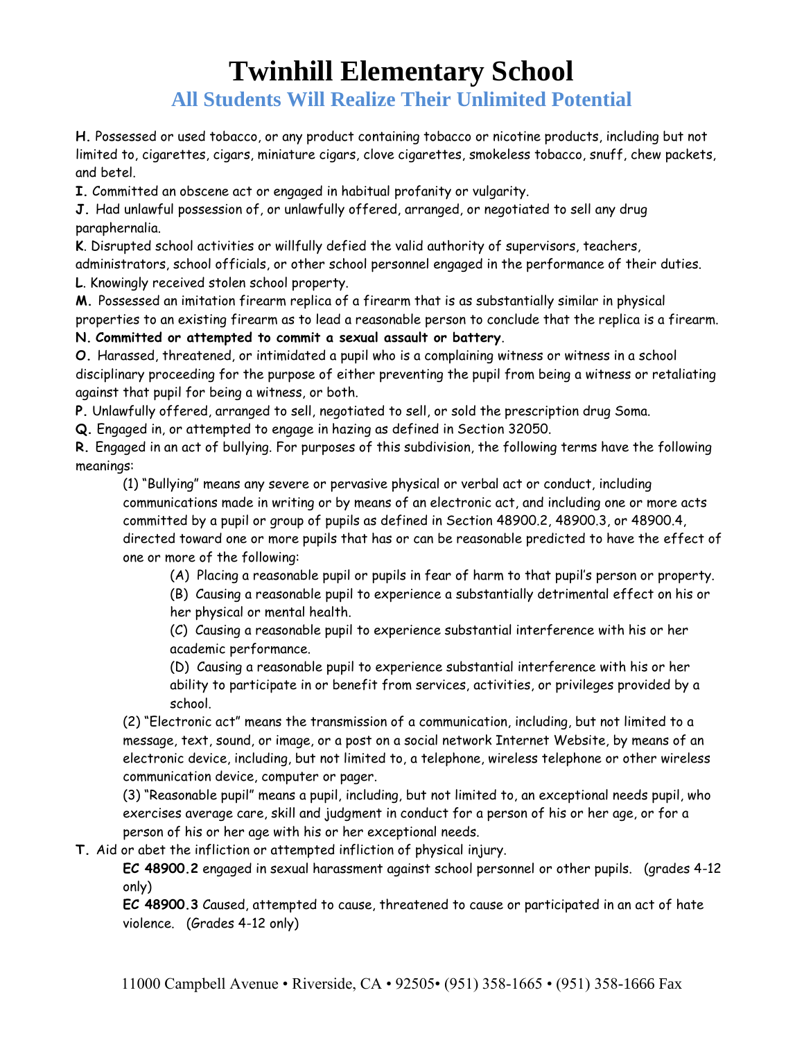**H.** Possessed or used tobacco, or any product containing tobacco or nicotine products, including but not limited to, cigarettes, cigars, miniature cigars, clove cigarettes, smokeless tobacco, snuff, chew packets, and betel.

**I.** Committed an obscene act or engaged in habitual profanity or vulgarity.

**J.** Had unlawful possession of, or unlawfully offered, arranged, or negotiated to sell any drug paraphernalia.

**K**. Disrupted school activities or willfully defied the valid authority of supervisors, teachers, administrators, school officials, or other school personnel engaged in the performance of their duties.

**L**. Knowingly received stolen school property.

**M.** Possessed an imitation firearm replica of a firearm that is as substantially similar in physical properties to an existing firearm as to lead a reasonable person to conclude that the replica is a firearm.

**N. Committed or attempted to commit a sexual assault or battery**.

**O.** Harassed, threatened, or intimidated a pupil who is a complaining witness or witness in a school disciplinary proceeding for the purpose of either preventing the pupil from being a witness or retaliating against that pupil for being a witness, or both.

**P.** Unlawfully offered, arranged to sell, negotiated to sell, or sold the prescription drug Soma.

**Q.** Engaged in, or attempted to engage in hazing as defined in Section 32050.

**R.** Engaged in an act of bullying. For purposes of this subdivision, the following terms have the following meanings:

(1) "Bullying" means any severe or pervasive physical or verbal act or conduct, including communications made in writing or by means of an electronic act, and including one or more acts committed by a pupil or group of pupils as defined in Section 48900.2, 48900.3, or 48900.4, directed toward one or more pupils that has or can be reasonable predicted to have the effect of one or more of the following:

(A) Placing a reasonable pupil or pupils in fear of harm to that pupil's person or property.

(B) Causing a reasonable pupil to experience a substantially detrimental effect on his or her physical or mental health.

(C) Causing a reasonable pupil to experience substantial interference with his or her academic performance.

(D) Causing a reasonable pupil to experience substantial interference with his or her ability to participate in or benefit from services, activities, or privileges provided by a school.

(2) "Electronic act" means the transmission of a communication, including, but not limited to a message, text, sound, or image, or a post on a social network Internet Website, by means of an electronic device, including, but not limited to, a telephone, wireless telephone or other wireless communication device, computer or pager.

(3) "Reasonable pupil" means a pupil, including, but not limited to, an exceptional needs pupil, who exercises average care, skill and judgment in conduct for a person of his or her age, or for a person of his or her age with his or her exceptional needs.

**T.** Aid or abet the infliction or attempted infliction of physical injury.

**EC 48900.2** engaged in sexual harassment against school personnel or other pupils. (grades 4-12 only)

**EC 48900.3** Caused, attempted to cause, threatened to cause or participated in an act of hate violence. (Grades 4-12 only)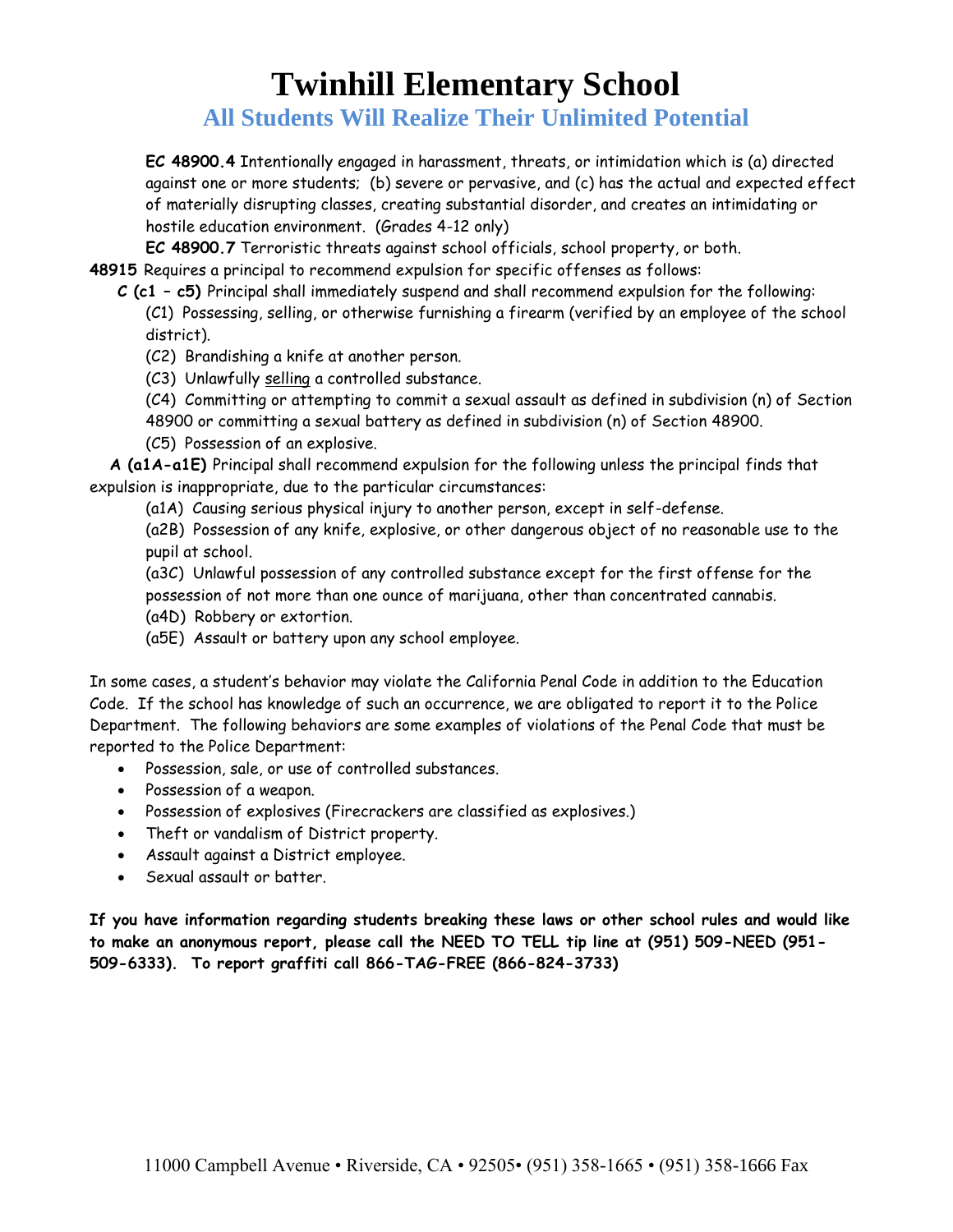# Twinhill Elementary School

## All Students Will Realize Their Unlimited Potential

**EC 48900.4** Intentionally engaged in harassment, threats, or intimidation which is (a) directed against one or more students; (b) severe or pervasive, and (c) has the actual and expected effect of materially disrupting classes, creating substantial disorder, and creates an intimidating or hostile education environment. (Grades 4-12 only)

**EC 48900.7** Terroristic threats against school officials, school property, or both.

**48915** Requires a principal to recommend expulsion for specific offenses as follows:

**C (c1 – c5)** Principal shall immediately suspend and shall recommend expulsion for the following:

(C1) Possessing, selling, or otherwise furnishing a firearm (verified by an employee of the school district).

(C2) Brandishing a knife at another person.

(C3) Unlawfully selling a controlled substance.

(C4) Committing or attempting to commit a sexual assault as defined in subdivision (n) of Section 48900 or committing a sexual battery as defined in subdivision (n) of Section 48900.

(C5) Possession of an explosive.

**A (a1A-a1E)** Principal shall recommend expulsion for the following unless the principal finds that expulsion is inappropriate, due to the particular circumstances:

(a1A) Causing serious physical injury to another person, except in self-defense.

(a2B) Possession of any knife, explosive, or other dangerous object of no reasonable use to the pupil at school.

(a3C) Unlawful possession of any controlled substance except for the first offense for the possession of not more than one ounce of marijuana, other than concentrated cannabis.

(a4D) Robbery or extortion.

(a5E) Assault or battery upon any school employee.

In some cases, a student's behavior may violate the California Penal Code in addition to the Education Code. If the school has knowledge of such an occurrence, we are obligated to report it to the Police Department. The following behaviors are some examples of violations of the Penal Code that must be reported to the Police Department:

- Possession, sale, or use of controlled substances.
- Possession of a weapon.
- Possession of explosives (Firecrackers are classified as explosives.)
- Theft or vandalism of District property.
- Assault against a District employee.
- Sexual assault or batter.

**If you have information regarding students breaking these laws or other school rules and would like to make an anonymous report, please call the NEED TO TELL tip line at (951) 509-NEED (951-509-6333). To report graffiti call 866-TAG-FREE (866-824-3733)**

11000 Campbell Avenue • Riverside, CA • 92505• (951) 358-1665 • (951) 358-1666 Fax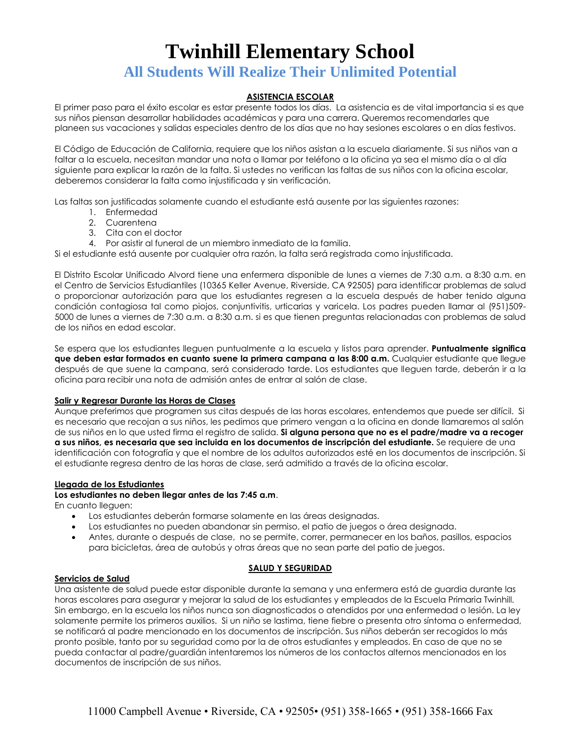# Twinhill Elementary School

## All Students Will Realize Their Unlimited Potential

### ASISTENCIA ESCOLAR

El primer paso para el éxito escolar es estar presente todos los días. La asistencia es de vital importancia si es que sus niños piensan desarrollar habilidades académicas y para una carrera. Queremos recomendarles que planeen sus vacaciones y salidas especiales dentro de los días que no hay sesiones escolares o en días festivos.

El Código de Educación de California, requiere que los niños asistan a la escuela diariamente. Si sus niños van a faltar a la escuela, necesitan mandar una nota o llamar por teléfono a la oficina ya sea el mismo día o al día siguiente para explicar la razón de la falta. Si ustedes no verifican las faltas de sus niños con la oficina escolar, deberemos considerar la falta como injustificada y sin verificación.

Las faltas son justificadas solamente cuando el estudiante está ausente por las siguientes razones:

1. Enfermedad
2. Cuarentena
3. Cita con el doctor
4. Por asistir al funeral de un miembro inmediato de la familia.

Si el estudiante está ausente por cualquier otra razón, la falta será registrada como injustificada.

El Distrito Escolar Unificado Alvord tiene una enfermera disponible de lunes a viernes de 7:30 a.m. a 8:30 a.m. en el Centro de Servicios Estudiantiles (10365 Keller Avenue, Riverside, CA 92505) para identificar problemas de salud o proporcionar autorización para que los estudiantes regresen a la escuela después de haber tenido alguna condición contagiosa tal como piojos, conjuntivitis, urticarias y varicela. Los padres pueden llamar al (951)509-5000 de lunes a viernes de 7:30 a.m. a 8:30 a.m. si es que tienen preguntas relacionadas con problemas de salud de los niños en edad escolar.

Se espera que los estudiantes lleguen puntualmente a la escuela y listos para aprender. **Puntualmente significa que deben estar formados en cuanto suene la primera campana a las 8:00 a.m.** Cualquier estudiante que llegue después de que suene la campana, será considerado tarde. Los estudiantes que lleguen tarde, deberán ir a la oficina para recibir una nota de admisión antes de entrar al salón de clase.

#### Salir y Regresar Durante las Horas de Clases

Aunque preferimos que programen sus citas después de las horas escolares, entendemos que puede ser difícil. Si es necesario que recojan a sus niños, les pedimos que primero vengan a la oficina en donde llamaremos al salón de sus niños en lo que usted firma el registro de salida. **Si alguna persona que no es el padre/madre va a recoger a sus niños, es necesaria que sea incluida en los documentos de inscripción del estudiante.** Se requiere de una identificación con fotografía y que el nombre de los adultos autorizados esté en los documentos de inscripción. Si el estudiante regresa dentro de las horas de clase, será admitido a través de la oficina escolar.

#### Llegada de los Estudiantes

**Los estudiantes no deben llegar antes de las 7:45 a.m**.

En cuanto lleguen:

- Los estudiantes deberán formarse solamente en las áreas designadas.
- Los estudiantes no pueden abandonar sin permiso, el patio de juegos o área designada.
- Antes, durante o después de clase, no se permite, correr, permanecer en los baños, pasillos, espacios para bicicletas, área de autobús y otras áreas que no sean parte del patio de juegos.

### SALUD Y SEGURIDAD

#### Servicios de Salud

Una asistente de salud puede estar disponible durante la semana y una enfermera está de guardia durante las horas escolares para asegurar y mejorar la salud de los estudiantes y empleados de la Escuela Primaria Twinhill. Sin embargo, en la escuela los niños nunca son diagnosticados o atendidos por una enfermedad o lesión. La ley solamente permite los primeros auxilios. Si un niño se lastima, tiene fiebre o presenta otro síntoma o enfermedad, se notificará al padre mencionado en los documentos de inscripción. Sus niños deberán ser recogidos lo más pronto posible, tanto por su seguridad como por la de otros estudiantes y empleados. En caso de que no se pueda contactar al padre/guardián intentaremos los números de los contactos alternos mencionados en los documentos de inscripción de sus niños.

11000 Campbell Avenue • Riverside, CA • 92505• (951) 358-1665 • (951) 358-1666 Fax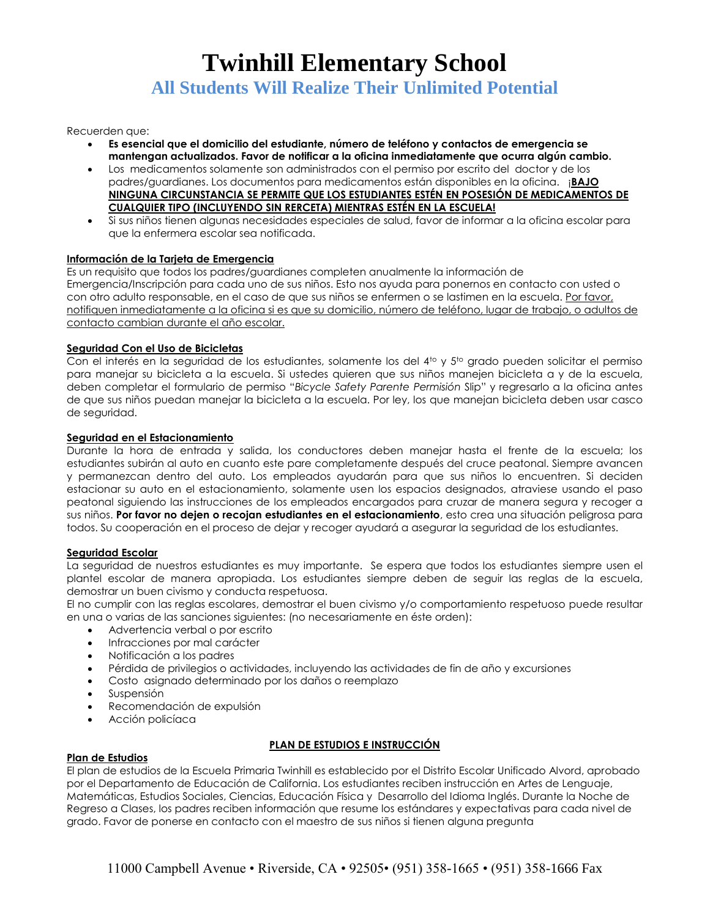# Twinhill Elementary School

## All Students Will Realize Their Unlimited Potential

Recuerden que:

- **Es esencial que el domicilio del estudiante, número de teléfono y contactos de emergencia se mantengan actualizados. Favor de notificar a la oficina inmediatamente que ocurra algún cambio.**
- Los medicamentos solamente son administrados con el permiso por escrito del doctor y de los padres/guardianes. Los documentos para medicamentos están disponibles en la oficina. ¡**BAJO NINGUNA CIRCUNSTANCIA SE PERMITE QUE LOS ESTUDIANTES ESTÉN EN POSESIÓN DE MEDICAMENTOS DE CUALQUIER TIPO (INCLUYENDO SIN RERCETA) MIENTRAS ESTÉN EN LA ESCUELA!**
- Si sus niños tienen algunas necesidades especiales de salud, favor de informar a la oficina escolar para que la enfermera escolar sea notificada.

**Información de la Tarjeta de Emergencia**

Es un requisito que todos los padres/guardianes completen anualmente la información de Emergencia/Inscripción para cada uno de sus niños. Esto nos ayuda para ponernos en contacto con usted o con otro adulto responsable, en el caso de que sus niños se enfermen o se lastimen en la escuela. Por favor, notifiquen inmediatamente a la oficina si es que su domicilio, número de teléfono, lugar de trabajo, o adultos de contacto cambian durante el año escolar.

**Seguridad Con el Uso de Bicicletas**

Con el interés en la seguridad de los estudiantes, solamente los del 4to y 5to grado pueden solicitar el permiso para manejar su bicicleta a la escuela. Si ustedes quieren que sus niños manejen bicicleta a y de la escuela, deben completar el formulario de permiso "*Bicycle Safety Parente Permisión* Slip" y regresarlo a la oficina antes de que sus niños puedan manejar la bicicleta a la escuela. Por ley, los que manejan bicicleta deben usar casco de seguridad.

**Seguridad en el Estacionamiento**

Durante la hora de entrada y salida, los conductores deben manejar hasta el frente de la escuela; los estudiantes subirán al auto en cuanto este pare completamente después del cruce peatonal. Siempre avancen y permanezcan dentro del auto. Los empleados ayudarán para que sus niños lo encuentren. Si deciden estacionar su auto en el estacionamiento, solamente usen los espacios designados, atraviese usando el paso peatonal siguiendo las instrucciones de los empleados encargados para cruzar de manera segura y recoger a sus niños. **Por favor no dejen o recojan estudiantes en el estacionamiento**, esto crea una situación peligrosa para todos. Su cooperación en el proceso de dejar y recoger ayudará a asegurar la seguridad de los estudiantes.

**Seguridad Escolar**

La seguridad de nuestros estudiantes es muy importante. Se espera que todos los estudiantes siempre usen el plantel escolar de manera apropiada. Los estudiantes siempre deben de seguir las reglas de la escuela, demostrar un buen civismo y conducta respetuosa.

El no cumplir con las reglas escolares, demostrar el buen civismo y/o comportamiento respetuoso puede resultar en una o varias de las sanciones siguientes: (no necesariamente en éste orden):

- Advertencia verbal o por escrito
- Infracciones por mal carácter
- Notificación a los padres
- Pérdida de privilegios o actividades, incluyendo las actividades de fin de año y excursiones
- Costo asignado determinado por los daños o reemplazo
- Suspensión
- Recomendación de expulsión
- Acción policíaca

**PLAN DE ESTUDIOS E INSTRUCCIÓN**

**Plan de Estudios**

El plan de estudios de la Escuela Primaria Twinhill es establecido por el Distrito Escolar Unificado Alvord, aprobado por el Departamento de Educación de California. Los estudiantes reciben instrucción en Artes de Lenguaje, Matemáticas, Estudios Sociales, Ciencias, Educación Física y Desarrollo del Idioma Inglés. Durante la Noche de Regreso a Clases, los padres reciben información que resume los estándares y expectativas para cada nivel de grado. Favor de ponerse en contacto con el maestro de sus niños si tienen alguna pregunta

11000 Campbell Avenue • Riverside, CA • 92505• (951) 358-1665 • (951) 358-1666 Fax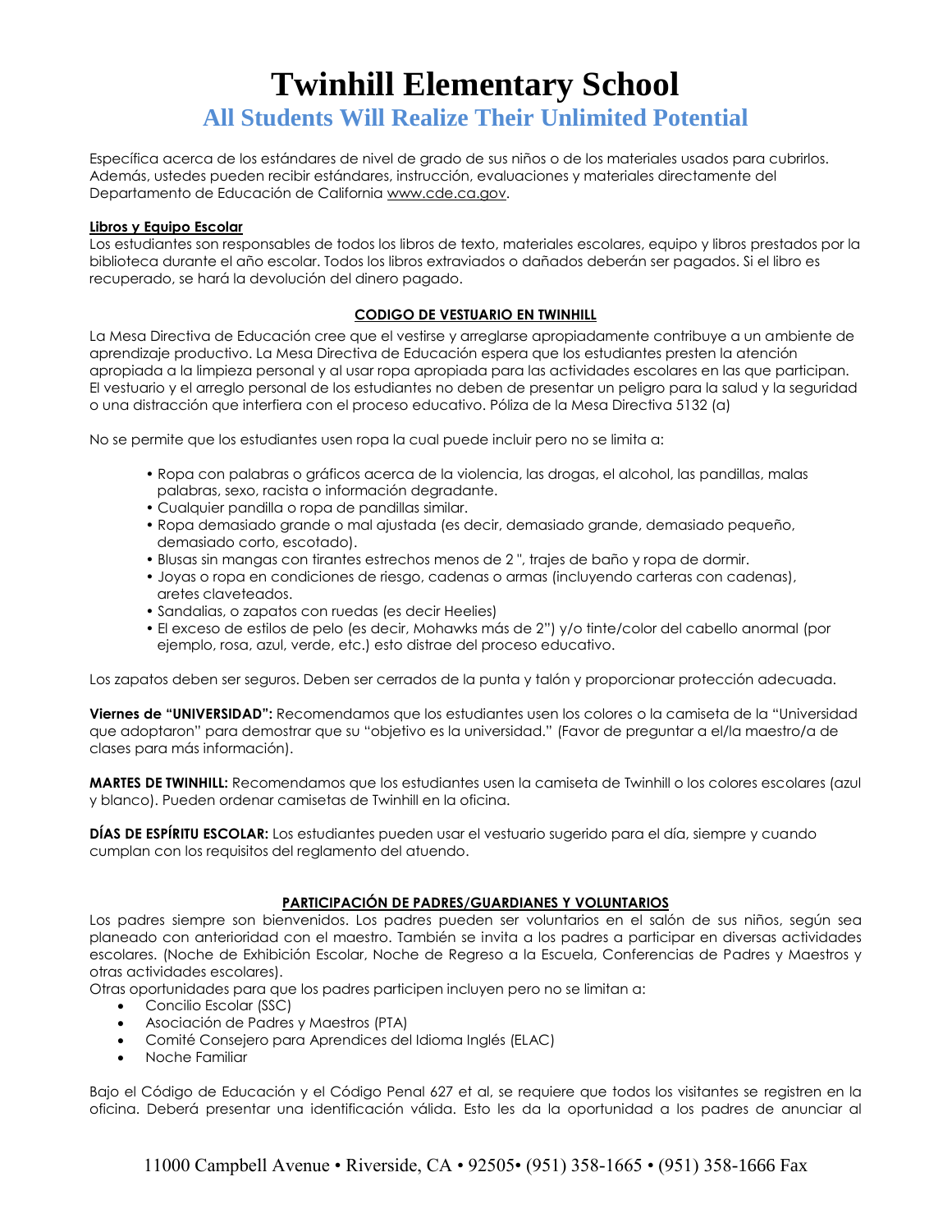# Twinhill Elementary School

## All Students Will Realize Their Unlimited Potential

Específica acerca de los estándares de nivel de grado de sus niños o de los materiales usados para cubrirlos. Además, ustedes pueden recibir estándares, instrucción, evaluaciones y materiales directamente del Departamento de Educación de California www.cde.ca.gov.

**Libros y Equipo Escolar**

Los estudiantes son responsables de todos los libros de texto, materiales escolares, equipo y libros prestados por la biblioteca durante el año escolar. Todos los libros extraviados o dañados deberán ser pagados. Si el libro es recuperado, se hará la devolución del dinero pagado.

**CODIGO DE VESTUARIO EN TWINHILL**

La Mesa Directiva de Educación cree que el vestirse y arreglarse apropiadamente contribuye a un ambiente de aprendizaje productivo. La Mesa Directiva de Educación espera que los estudiantes presten la atención apropiada a la limpieza personal y al usar ropa apropiada para las actividades escolares en las que participan. El vestuario y el arreglo personal de los estudiantes no deben de presentar un peligro para la salud y la seguridad o una distracción que interfiera con el proceso educativo. Póliza de la Mesa Directiva 5132 (a)

No se permite que los estudiantes usen ropa la cual puede incluir pero no se limita a:

- Ropa con palabras o gráficos acerca de la violencia, las drogas, el alcohol, las pandillas, malas palabras, sexo, racista o información degradante.
- Cualquier pandilla o ropa de pandillas similar.
- Ropa demasiado grande o mal ajustada (es decir, demasiado grande, demasiado pequeño, demasiado corto, escotado).
- Blusas sin mangas con tirantes estrechos menos de 2 ", trajes de baño y ropa de dormir.
- Joyas o ropa en condiciones de riesgo, cadenas o armas (incluyendo carteras con cadenas), aretes claveteados.
- Sandalias, o zapatos con ruedas (es decir Heelies)
- El exceso de estilos de pelo (es decir, Mohawks más de 2") y/o tinte/color del cabello anormal (por ejemplo, rosa, azul, verde, etc.) esto distrae del proceso educativo.

Los zapatos deben ser seguros. Deben ser cerrados de la punta y talón y proporcionar protección adecuada.

**Viernes de "UNIVERSIDAD":** Recomendamos que los estudiantes usen los colores o la camiseta de la "Universidad que adoptaron" para demostrar que su "objetivo es la universidad." (Favor de preguntar a el/la maestro/a de clases para más información).

**MARTES DE TWINHILL:** Recomendamos que los estudiantes usen la camiseta de Twinhill o los colores escolares (azul y blanco). Pueden ordenar camisetas de Twinhill en la oficina.

**DÍAS DE ESPÍRITU ESCOLAR:** Los estudiantes pueden usar el vestuario sugerido para el día, siempre y cuando cumplan con los requisitos del reglamento del atuendo.

**PARTICIPACIÓN DE PADRES/GUARDIANES Y VOLUNTARIOS**

Los padres siempre son bienvenidos. Los padres pueden ser voluntarios en el salón de sus niños, según sea planeado con anterioridad con el maestro. También se invita a los padres a participar en diversas actividades escolares. (Noche de Exhibición Escolar, Noche de Regreso a la Escuela, Conferencias de Padres y Maestros y otras actividades escolares).

Otras oportunidades para que los padres participen incluyen pero no se limitan a:

- Concilio Escolar (SSC)
- Asociación de Padres y Maestros (PTA)
- Comité Consejero para Aprendices del Idioma Inglés (ELAC)
- Noche Familiar

Bajo el Código de Educación y el Código Penal 627 et al, se requiere que todos los visitantes se registren en la oficina. Deberá presentar una identificación válida. Esto les da la oportunidad a los padres de anunciar al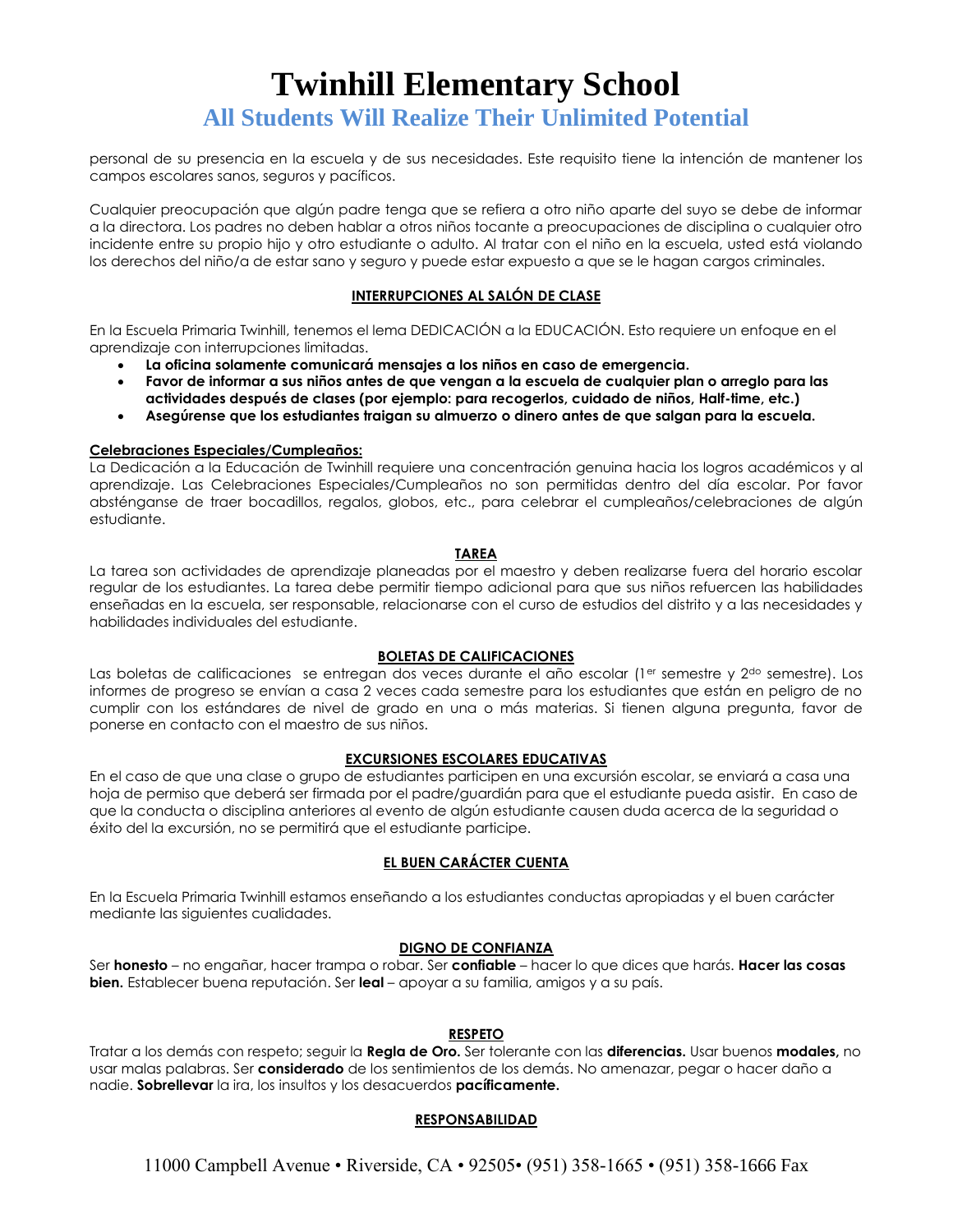personal de su presencia en la escuela y de sus necesidades. Este requisito tiene la intención de mantener los campos escolares sanos, seguros y pacíficos.

Cualquier preocupación que algún padre tenga que se refiera a otro niño aparte del suyo se debe de informar a la directora. Los padres no deben hablar a otros niños tocante a preocupaciones de disciplina o cualquier otro incidente entre su propio hijo y otro estudiante o adulto. Al tratar con el niño en la escuela, usted está violando los derechos del niño/a de estar sano y seguro y puede estar expuesto a que se le hagan cargos criminales.

## INTERRUPCIONES AL SALÓN DE CLASE

En la Escuela Primaria Twinhill, tenemos el lema DEDICACIÓN a la EDUCACIÓN. Esto requiere un enfoque en el aprendizaje con interrupciones limitadas.

- **La oficina solamente comunicará mensajes a los niños en caso de emergencia.**
- **Favor de informar a sus niños antes de que vengan a la escuela de cualquier plan o arreglo para las actividades después de clases (por ejemplo: para recogerlos, cuidado de niños, Half-time, etc.)**
- **Asegúrense que los estudiantes traigan su almuerzo o dinero antes de que salgan para la escuela.**

### Celebraciones Especiales/Cumpleaños:

La Dedicación a la Educación de Twinhill requiere una concentración genuina hacia los logros académicos y al aprendizaje. Las Celebraciones Especiales/Cumpleaños no son permitidas dentro del día escolar. Por favor absténganse de traer bocadillos, regalos, globos, etc., para celebrar el cumpleaños/celebraciones de algún estudiante.

## TAREA

La tarea son actividades de aprendizaje planeadas por el maestro y deben realizarse fuera del horario escolar regular de los estudiantes. La tarea debe permitir tiempo adicional para que sus niños refuercen las habilidades enseñadas en la escuela, ser responsable, relacionarse con el curso de estudios del distrito y a las necesidades y habilidades individuales del estudiante.

## BOLETAS DE CALIFICACIONES

Las boletas de calificaciones se entregan dos veces durante el año escolar (1er semestre y 2do semestre). Los informes de progreso se envían a casa 2 veces cada semestre para los estudiantes que están en peligro de no cumplir con los estándares de nivel de grado en una o más materias. Si tienen alguna pregunta, favor de ponerse en contacto con el maestro de sus niños.

## EXCURSIONES ESCOLARES EDUCATIVAS

En el caso de que una clase o grupo de estudiantes participen en una excursión escolar, se enviará a casa una hoja de permiso que deberá ser firmada por el padre/guardián para que el estudiante pueda asistir. En caso de que la conducta o disciplina anteriores al evento de algún estudiante causen duda acerca de la seguridad o éxito del la excursión, no se permitirá que el estudiante participe.

## EL BUEN CARÁCTER CUENTA

En la Escuela Primaria Twinhill estamos enseñando a los estudiantes conductas apropiadas y el buen carácter mediante las siguientes cualidades.

### DIGNO DE CONFIANZA

Ser **honesto** – no engañar, hacer trampa o robar. Ser **confiable** – hacer lo que dices que harás. **Hacer las cosas bien.** Establecer buena reputación. Ser **leal** – apoyar a su familia, amigos y a su país.

### RESPETO

Tratar a los demás con respeto; seguir la **Regla de Oro.** Ser tolerante con las **diferencias.** Usar buenos **modales,** no usar malas palabras. Ser **considerado** de los sentimientos de los demás. No amenazar, pegar o hacer daño a nadie. **Sobrellevar** la ira, los insultos y los desacuerdos **pacíficamente.**

### RESPONSABILIDAD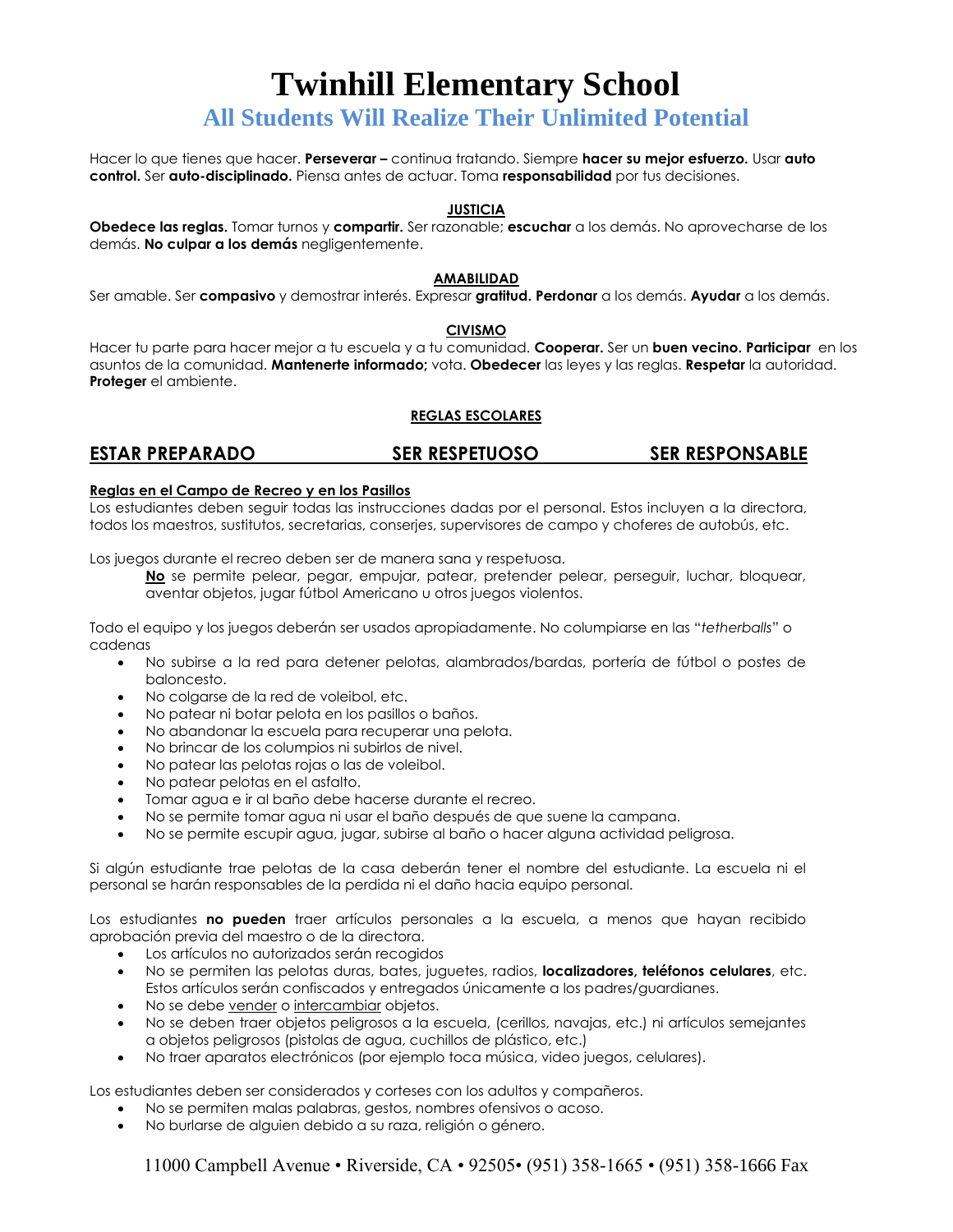# Twinhill Elementary School

## All Students Will Realize Their Unlimited Potential

Hacer lo que tienes que hacer. **Perseverar –** continua tratando. Siempre **hacer su mejor esfuerzo.** Usar **auto control.** Ser **auto-disciplinado.** Piensa antes de actuar. Toma **responsabilidad** por tus decisiones.

**JUSTICIA**

**Obedece las reglas.** Tomar turnos y **compartir.** Ser razonable; **escuchar** a los demás. No aprovecharse de los demás. **No culpar a los demás** negligentemente.

**AMABILIDAD**

Ser amable. Ser **compasivo** y demostrar interés. Expresar **gratitud. Perdonar** a los demás. **Ayudar** a los demás.

**CIVISMO**

Hacer tu parte para hacer mejor a tu escuela y a tu comunidad. **Cooperar.** Ser un **buen vecino. Participar** en los asuntos de la comunidad. **Mantenerte informado;** vota. **Obedecer** las leyes y las reglas. **Respetar** la autoridad. **Proteger** el ambiente.

**REGLAS ESCOLARES**

**ESTAR PREPARADO** **SER RESPETUOSO** **SER RESPONSABLE**

**Reglas en el Campo de Recreo y en los Pasillos**

Los estudiantes deben seguir todas las instrucciones dadas por el personal. Estos incluyen a la directora, todos los maestros, sustitutos, secretarias, conserjes, supervisores de campo y choferes de autobús, etc.

Los juegos durante el recreo deben ser de manera sana y respetuosa.

**No** se permite pelear, pegar, empujar, patear, pretender pelear, perseguir, luchar, bloquear, aventar objetos, jugar fútbol Americano u otros juegos violentos.

Todo el equipo y los juegos deberán ser usados apropiadamente. No columpiarse en las "*tetherballs*" o cadenas

- No subirse a la red para detener pelotas, alambrados/bardas, portería de fútbol o postes de baloncesto.
- No colgarse de la red de voleibol, etc.
- No patear ni botar pelota en los pasillos o baños.
- No abandonar la escuela para recuperar una pelota.
- No brincar de los columpios ni subirlos de nivel.
- No patear las pelotas rojas o las de voleibol.
- No patear pelotas en el asfalto.
- Tomar agua e ir al baño debe hacerse durante el recreo.
- No se permite tomar agua ni usar el baño después de que suene la campana.
- No se permite escupir agua, jugar, subirse al baño o hacer alguna actividad peligrosa.

Si algún estudiante trae pelotas de la casa deberán tener el nombre del estudiante. La escuela ni el personal se harán responsables de la perdida ni el daño hacia equipo personal.

Los estudiantes **no pueden** traer artículos personales a la escuela, a menos que hayan recibido aprobación previa del maestro o de la directora.

- Los artículos no autorizados serán recogidos
- No se permiten las pelotas duras, bates, juguetes, radios, **localizadores, teléfonos celulares**, etc. Estos artículos serán confiscados y entregados únicamente a los padres/guardianes.
- No se debe vender o intercambiar objetos.
- No se deben traer objetos peligrosos a la escuela, (cerillos, navajas, etc.) ni artículos semejantes a objetos peligrosos (pistolas de agua, cuchillos de plástico, etc.)
- No traer aparatos electrónicos (por ejemplo toca música, video juegos, celulares).

Los estudiantes deben ser considerados y corteses con los adultos y compañeros.

- No se permiten malas palabras, gestos, nombres ofensivos o acoso.
- No burlarse de alguien debido a su raza, religión o género.

11000 Campbell Avenue • Riverside, CA • 92505• (951) 358-1665 • (951) 358-1666 Fax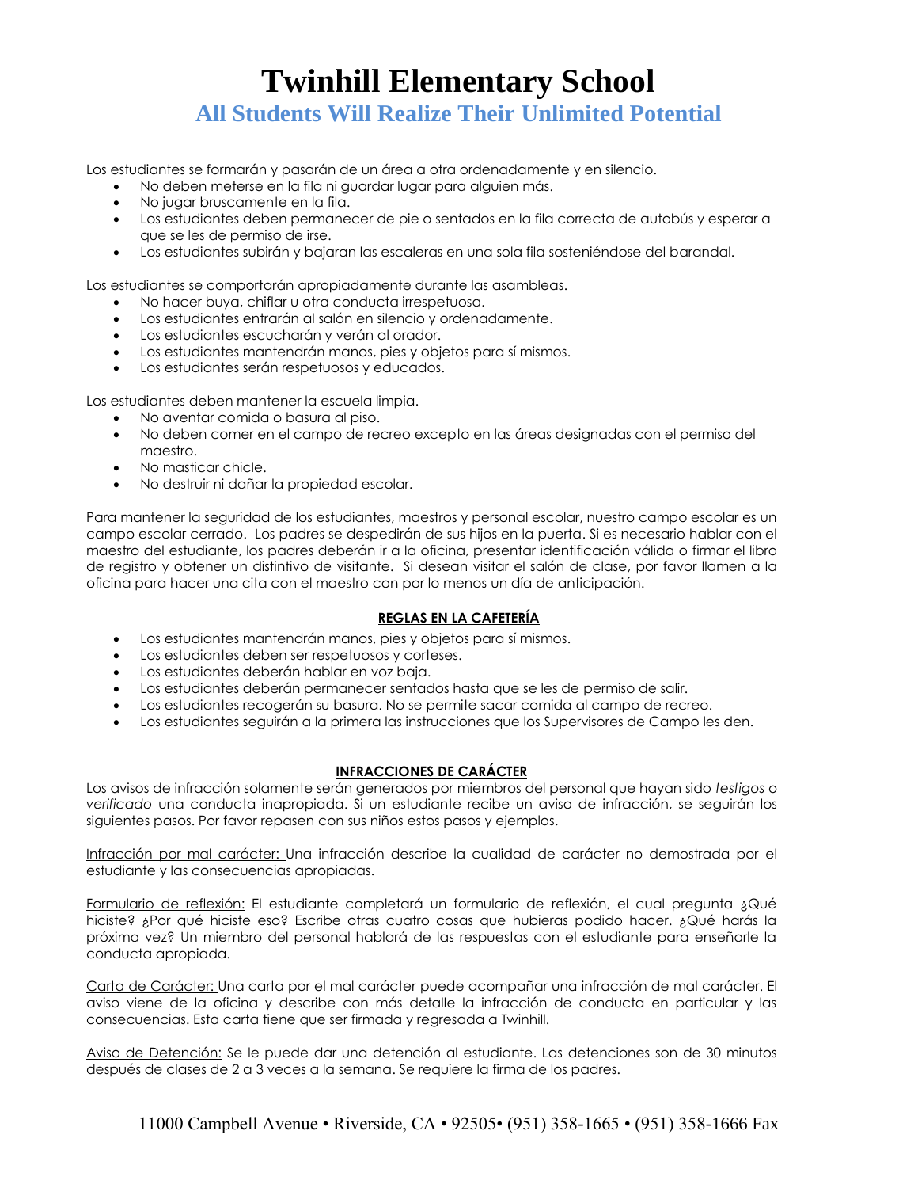# Twinhill Elementary School

## All Students Will Realize Their Unlimited Potential

Los estudiantes se formarán y pasarán de un área a otra ordenadamente y en silencio.

- No deben meterse en la fila ni guardar lugar para alguien más.
- No jugar bruscamente en la fila.
- Los estudiantes deben permanecer de pie o sentados en la fila correcta de autobús y esperar a que se les de permiso de irse.
- Los estudiantes subirán y bajaran las escaleras en una sola fila sosteniéndose del barandal.

Los estudiantes se comportarán apropiadamente durante las asambleas.

- No hacer buya, chiflar u otra conducta irrespetuosa.
- Los estudiantes entrarán al salón en silencio y ordenadamente.
- Los estudiantes escucharán y verán al orador.
- Los estudiantes mantendrán manos, pies y objetos para sí mismos.
- Los estudiantes serán respetuosos y educados.

Los estudiantes deben mantener la escuela limpia.

- No aventar comida o basura al piso.
- No deben comer en el campo de recreo excepto en las áreas designadas con el permiso del maestro.
- No masticar chicle.
- No destruir ni dañar la propiedad escolar.

Para mantener la seguridad de los estudiantes, maestros y personal escolar, nuestro campo escolar es un campo escolar cerrado. Los padres se despedirán de sus hijos en la puerta. Si es necesario hablar con el maestro del estudiante, los padres deberán ir a la oficina, presentar identificación válida o firmar el libro de registro y obtener un distintivo de visitante. Si desean visitar el salón de clase, por favor llamen a la oficina para hacer una cita con el maestro con por lo menos un día de anticipación.

**REGLAS EN LA CAFETERÍA**

- Los estudiantes mantendrán manos, pies y objetos para sí mismos.
- Los estudiantes deben ser respetuosos y corteses.
- Los estudiantes deberán hablar en voz baja.
- Los estudiantes deberán permanecer sentados hasta que se les de permiso de salir.
- Los estudiantes recogerán su basura. No se permite sacar comida al campo de recreo.
- Los estudiantes seguirán a la primera las instrucciones que los Supervisores de Campo les den.

**INFRACCIONES DE CARÁCTER**

Los avisos de infracción solamente serán generados por miembros del personal que hayan sido *testigos* o *verificado* una conducta inapropiada. Si un estudiante recibe un aviso de infracción, se seguirán los siguientes pasos. Por favor repasen con sus niños estos pasos y ejemplos.

Infracción por mal carácter: Una infracción describe la cualidad de carácter no demostrada por el estudiante y las consecuencias apropiadas.

Formulario de reflexión: El estudiante completará un formulario de reflexión, el cual pregunta ¿Qué hiciste? ¿Por qué hiciste eso? Escribe otras cuatro cosas que hubieras podido hacer. ¿Qué harás la próxima vez? Un miembro del personal hablará de las respuestas con el estudiante para enseñarle la conducta apropiada.

Carta de Carácter: Una carta por el mal carácter puede acompañar una infracción de mal carácter. El aviso viene de la oficina y describe con más detalle la infracción de conducta en particular y las consecuencias. Esta carta tiene que ser firmada y regresada a Twinhill.

Aviso de Detención: Se le puede dar una detención al estudiante. Las detenciones son de 30 minutos después de clases de 2 a 3 veces a la semana. Se requiere la firma de los padres.

11000 Campbell Avenue • Riverside, CA • 92505• (951) 358-1665 • (951) 358-1666 Fax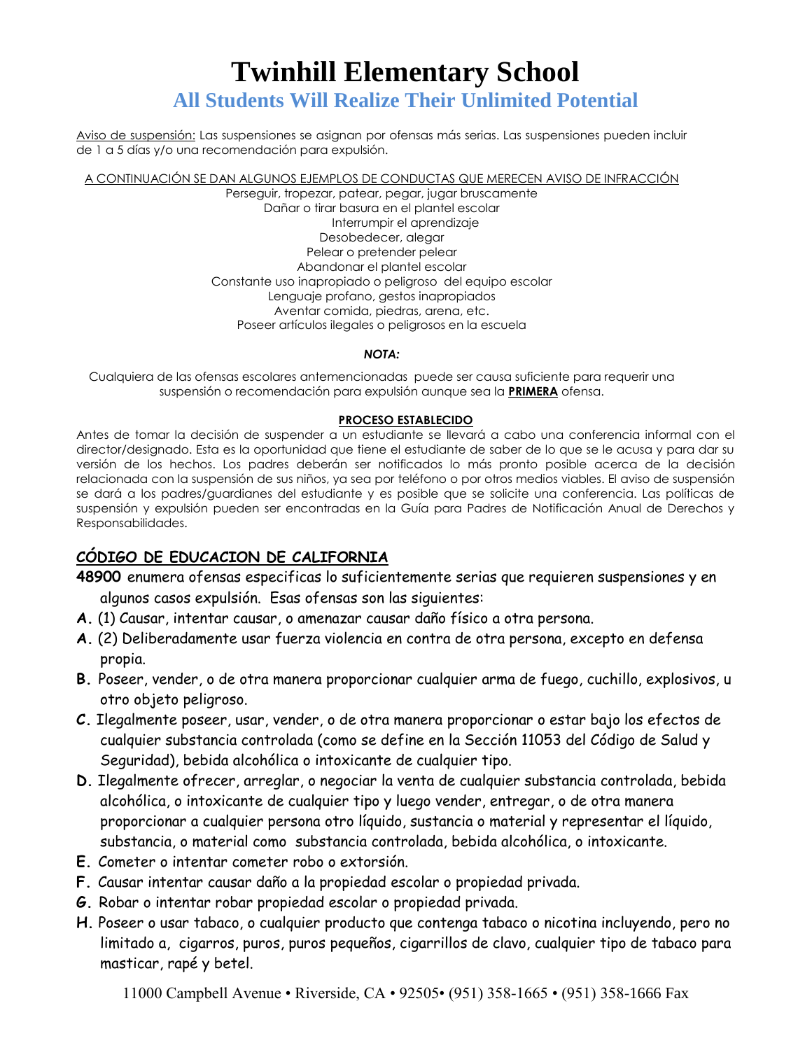# Twinhill Elementary School

## All Students Will Realize Their Unlimited Potential

Aviso de suspensión: Las suspensiones se asignan por ofensas más serias. Las suspensiones pueden incluir de 1 a 5 días y/o una recomendación para expulsión.

A CONTINUACIÓN SE DAN ALGUNOS EJEMPLOS DE CONDUCTAS QUE MERECEN AVISO DE INFRACCIÓN

Perseguir, tropezar, patear, pegar, jugar bruscamente
Dañar o tirar basura en el plantel escolar
Interrumpir el aprendizaje
Desobedecer, alegar
Pelear o pretender pelear
Abandonar el plantel escolar
Constante uso inapropiado o peligroso del equipo escolar
Lenguaje profano, gestos inapropiados
Aventar comida, piedras, arena, etc.
Poseer artículos ilegales o peligrosos en la escuela

***NOTA:***

Cualquiera de las ofensas escolares antemencionadas puede ser causa suficiente para requerir una suspensión o recomendación para expulsión aunque sea la **PRIMERA** ofensa.

**PROCESO ESTABLECIDO**

Antes de tomar la decisión de suspender a un estudiante se llevará a cabo una conferencia informal con el director/designado. Esta es la oportunidad que tiene el estudiante de saber de lo que se le acusa y para dar su versión de los hechos. Los padres deberán ser notificados lo más pronto posible acerca de la decisión relacionada con la suspensión de sus niños, ya sea por teléfono o por otros medios viables. El aviso de suspensión se dará a los padres/guardianes del estudiante y es posible que se solicite una conferencia. Las políticas de suspensión y expulsión pueden ser encontradas en la Guía para Padres de Notificación Anual de Derechos y Responsabilidades.

## CÓDIGO DE EDUCACION DE CALIFORNIA

**48900** enumera ofensas especificas lo suficientemente serias que requieren suspensiones y en algunos casos expulsión. Esas ofensas son las siguientes:

**A.** (1) Causar, intentar causar, o amenazar causar daño físico a otra persona.

**A.** (2) Deliberadamente usar fuerza violencia en contra de otra persona, excepto en defensa propia.

**B.** Poseer, vender, o de otra manera proporcionar cualquier arma de fuego, cuchillo, explosivos, u otro objeto peligroso.

**C.** Ilegalmente poseer, usar, vender, o de otra manera proporcionar o estar bajo los efectos de cualquier substancia controlada (como se define en la Sección 11053 del Código de Salud y Seguridad), bebida alcohólica o intoxicante de cualquier tipo.

**D.** Ilegalmente ofrecer, arreglar, o negociar la venta de cualquier substancia controlada, bebida alcohólica, o intoxicante de cualquier tipo y luego vender, entregar, o de otra manera proporcionar a cualquier persona otro líquido, sustancia o material y representar el líquido, substancia, o material como substancia controlada, bebida alcohólica, o intoxicante.

**E.** Cometer o intentar cometer robo o extorsión.

**F.** Causar intentar causar daño a la propiedad escolar o propiedad privada.

**G.** Robar o intentar robar propiedad escolar o propiedad privada.

**H.** Poseer o usar tabaco, o cualquier producto que contenga tabaco o nicotina incluyendo, pero no limitado a, cigarros, puros, puros pequeños, cigarrillos de clavo, cualquier tipo de tabaco para masticar, rapé y betel.

11000 Campbell Avenue • Riverside, CA • 92505• (951) 358-1665 • (951) 358-1666 Fax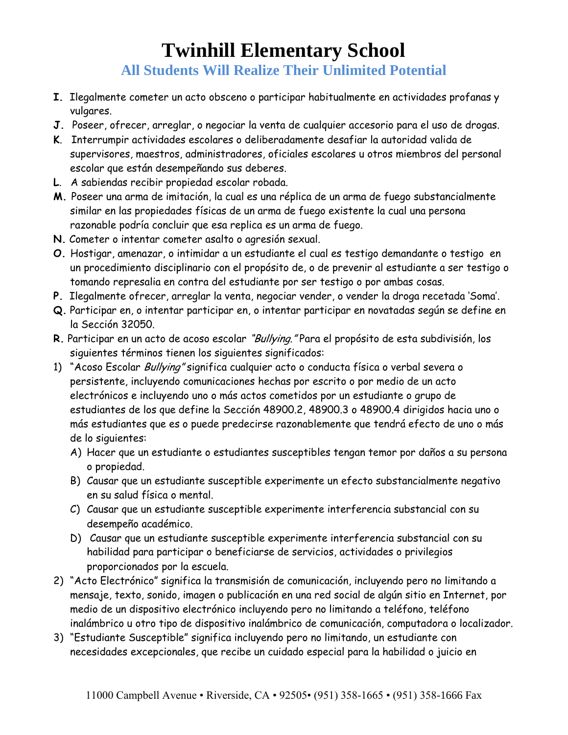# Twinhill Elementary School

## All Students Will Realize Their Unlimited Potential

**I.** Ilegalmente cometer un acto obsceno o participar habitualmente en actividades profanas y vulgares.

**J.** Poseer, ofrecer, arreglar, o negociar la venta de cualquier accesorio para el uso de drogas.

**K**. Interrumpir actividades escolares o deliberadamente desafiar la autoridad valida de supervisores, maestros, administradores, oficiales escolares u otros miembros del personal escolar que están desempeñando sus deberes.

**L**. A sabiendas recibir propiedad escolar robada.

**M.** Poseer una arma de imitación, la cual es una réplica de un arma de fuego substancialmente similar en las propiedades físicas de un arma de fuego existente la cual una persona razonable podría concluir que esa replica es un arma de fuego.

**N.** Cometer o intentar cometer asalto o agresión sexual.

**O.** Hostigar, amenazar, o intimidar a un estudiante el cual es testigo demandante o testigo en un procedimiento disciplinario con el propósito de, o de prevenir al estudiante a ser testigo o tomando represalia en contra del estudiante por ser testigo o por ambas cosas.

**P.** Ilegalmente ofrecer, arreglar la venta, negociar vender, o vender la droga recetada 'Soma'.

**Q.** Participar en, o intentar participar en, o intentar participar en novatadas según se define en la Sección 32050.

**R.** Participar en un acto de acoso escolar *"Bullying."* Para el propósito de esta subdivisión, los siguientes términos tienen los siguientes significados:

1) "Acoso Escolar *Bullying"* significa cualquier acto o conducta física o verbal severa o persistente, incluyendo comunicaciones hechas por escrito o por medio de un acto electrónicos e incluyendo uno o más actos cometidos por un estudiante o grupo de estudiantes de los que define la Sección 48900.2, 48900.3 o 48900.4 dirigidos hacia uno o más estudiantes que es o puede predecirse razonablemente que tendrá efecto de uno o más de lo siguientes:
   - A) Hacer que un estudiante o estudiantes susceptibles tengan temor por daños a su persona o propiedad.
   - B) Causar que un estudiante susceptible experimente un efecto substancialmente negativo en su salud física o mental.
   - C) Causar que un estudiante susceptible experimente interferencia substancial con su desempeño académico.
   - D) Causar que un estudiante susceptible experimente interferencia substancial con su habilidad para participar o beneficiarse de servicios, actividades o privilegios proporcionados por la escuela.
2) "Acto Electrónico" significa la transmisión de comunicación, incluyendo pero no limitando a mensaje, texto, sonido, imagen o publicación en una red social de algún sitio en Internet, por medio de un dispositivo electrónico incluyendo pero no limitando a teléfono, teléfono inalámbrico u otro tipo de dispositivo inalámbrico de comunicación, computadora o localizador.
3) "Estudiante Susceptible" significa incluyendo pero no limitando, un estudiante con necesidades excepcionales, que recibe un cuidado especial para la habilidad o juicio en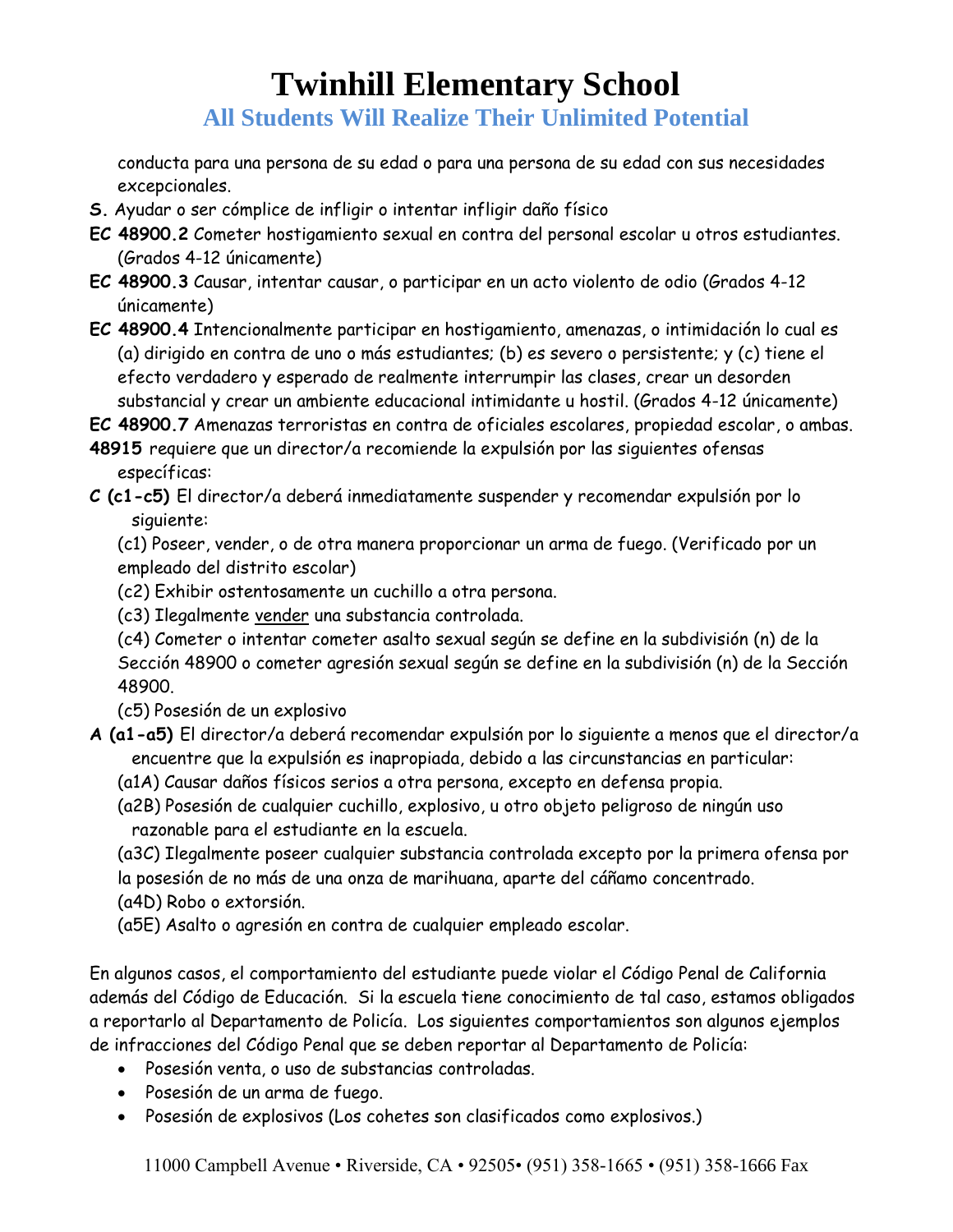conducta para una persona de su edad o para una persona de su edad con sus necesidades excepcionales.

**S.** Ayudar o ser cómplice de infligir o intentar infligir daño físico

**EC 48900.2** Cometer hostigamiento sexual en contra del personal escolar u otros estudiantes. (Grados 4-12 únicamente)

**EC 48900.3** Causar, intentar causar, o participar en un acto violento de odio (Grados 4-12 únicamente)

**EC 48900.4** Intencionalmente participar en hostigamiento, amenazas, o intimidación lo cual es (a) dirigido en contra de uno o más estudiantes; (b) es severo o persistente; y (c) tiene el efecto verdadero y esperado de realmente interrumpir las clases, crear un desorden substancial y crear un ambiente educacional intimidante u hostil. (Grados 4-12 únicamente)

**EC 48900.7** Amenazas terroristas en contra de oficiales escolares, propiedad escolar, o ambas.

**48915** requiere que un director/a recomiende la expulsión por las siguientes ofensas específicas:

**C (c1-c5)** El director/a deberá inmediatamente suspender y recomendar expulsión por lo siguiente:

(c1) Poseer, vender, o de otra manera proporcionar un arma de fuego. (Verificado por un empleado del distrito escolar)

(c2) Exhibir ostentosamente un cuchillo a otra persona.

(c3) Ilegalmente <u>vender</u> una substancia controlada.

(c4) Cometer o intentar cometer asalto sexual según se define en la subdivisión (n) de la Sección 48900 o cometer agresión sexual según se define en la subdivisión (n) de la Sección 48900.

(c5) Posesión de un explosivo

**A (a1-a5)** El director/a deberá recomendar expulsión por lo siguiente a menos que el director/a encuentre que la expulsión es inapropiada, debido a las circunstancias en particular:

(a1A) Causar daños físicos serios a otra persona, excepto en defensa propia.

(a2B) Posesión de cualquier cuchillo, explosivo, u otro objeto peligroso de ningún uso razonable para el estudiante en la escuela.

(a3C) Ilegalmente poseer cualquier substancia controlada excepto por la primera ofensa por la posesión de no más de una onza de marihuana, aparte del cáñamo concentrado.

(a4D) Robo o extorsión.

(a5E) Asalto o agresión en contra de cualquier empleado escolar.

En algunos casos, el comportamiento del estudiante puede violar el Código Penal de California además del Código de Educación. Si la escuela tiene conocimiento de tal caso, estamos obligados a reportarlo al Departamento de Policía. Los siguientes comportamientos son algunos ejemplos de infracciones del Código Penal que se deben reportar al Departamento de Policía:

- Posesión venta, o uso de substancias controladas.
- Posesión de un arma de fuego.
- Posesión de explosivos (Los cohetes son clasificados como explosivos.)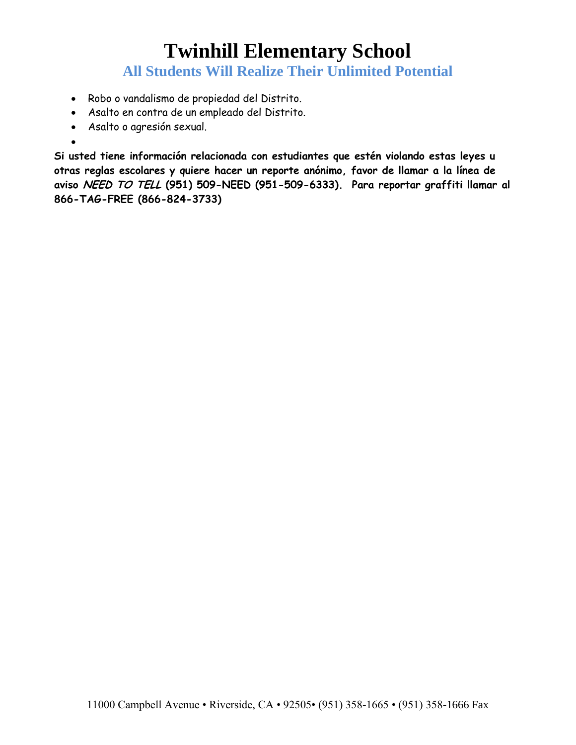- Robo o vandalismo de propiedad del Distrito.
- Asalto en contra de un empleado del Distrito.
- Asalto o agresión sexual.

**Si usted tiene información relacionada con estudiantes que estén violando estas leyes u otras reglas escolares y quiere hacer un reporte anónimo, favor de llamar a la línea de aviso *NEED TO TELL* (951) 509-NEED (951-509-6333). Para reportar graffiti llamar al 866-TAG-FREE (866-824-3733)**